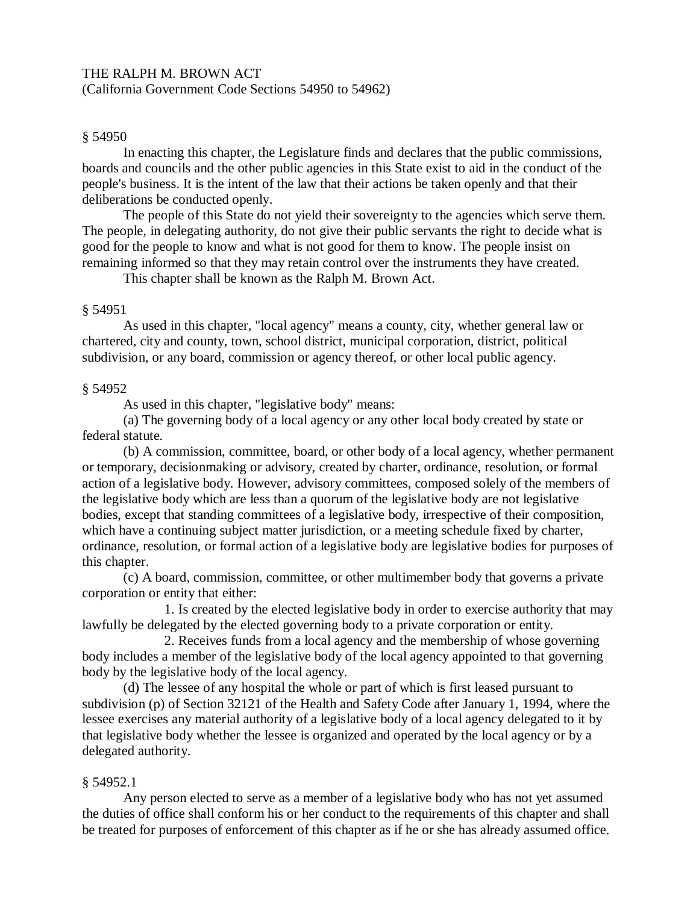# THE RALPH M. BROWN ACT

(California Government Code Sections 54950 to 54962)

## § 54950

In enacting this chapter, the Legislature finds and declares that the public commissions, boards and councils and the other public agencies in this State exist to aid in the conduct of the people's business. It is the intent of the law that their actions be taken openly and that their deliberations be conducted openly.

The people of this State do not yield their sovereignty to the agencies which serve them. The people, in delegating authority, do not give their public servants the right to decide what is good for the people to know and what is not good for them to know. The people insist on remaining informed so that they may retain control over the instruments they have created.

This chapter shall be known as the Ralph M. Brown Act.

## § 54951

As used in this chapter, "local agency" means a county, city, whether general law or chartered, city and county, town, school district, municipal corporation, district, political subdivision, or any board, commission or agency thereof, or other local public agency.

## § 54952

As used in this chapter, "legislative body" means:

(a) The governing body of a local agency or any other local body created by state or federal statute.

(b) A commission, committee, board, or other body of a local agency, whether permanent or temporary, decisionmaking or advisory, created by charter, ordinance, resolution, or formal action of a legislative body. However, advisory committees, composed solely of the members of the legislative body which are less than a quorum of the legislative body are not legislative bodies, except that standing committees of a legislative body, irrespective of their composition, which have a continuing subject matter jurisdiction, or a meeting schedule fixed by charter, ordinance, resolution, or formal action of a legislative body are legislative bodies for purposes of this chapter.

(c) A board, commission, committee, or other multimember body that governs a private corporation or entity that either:

1. Is created by the elected legislative body in order to exercise authority that may lawfully be delegated by the elected governing body to a private corporation or entity.

2. Receives funds from a local agency and the membership of whose governing body includes a member of the legislative body of the local agency appointed to that governing body by the legislative body of the local agency.

(d) The lessee of any hospital the whole or part of which is first leased pursuant to subdivision (p) of Section 32121 of the Health and Safety Code after January 1, 1994, where the lessee exercises any material authority of a legislative body of a local agency delegated to it by that legislative body whether the lessee is organized and operated by the local agency or by a delegated authority.

## § 54952.1

Any person elected to serve as a member of a legislative body who has not yet assumed the duties of office shall conform his or her conduct to the requirements of this chapter and shall be treated for purposes of enforcement of this chapter as if he or she has already assumed office.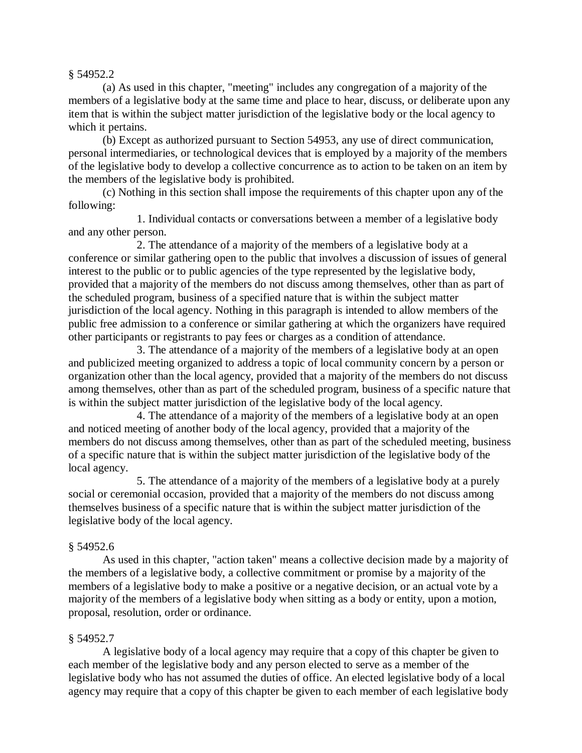§ 54952.2

(a) As used in this chapter, "meeting" includes any congregation of a majority of the members of a legislative body at the same time and place to hear, discuss, or deliberate upon any item that is within the subject matter jurisdiction of the legislative body or the local agency to which it pertains.

(b) Except as authorized pursuant to Section 54953, any use of direct communication, personal intermediaries, or technological devices that is employed by a majority of the members of the legislative body to develop a collective concurrence as to action to be taken on an item by the members of the legislative body is prohibited.

(c) Nothing in this section shall impose the requirements of this chapter upon any of the following:

1. Individual contacts or conversations between a member of a legislative body and any other person.

2. The attendance of a majority of the members of a legislative body at a conference or similar gathering open to the public that involves a discussion of issues of general interest to the public or to public agencies of the type represented by the legislative body, provided that a majority of the members do not discuss among themselves, other than as part of the scheduled program, business of a specified nature that is within the subject matter jurisdiction of the local agency. Nothing in this paragraph is intended to allow members of the public free admission to a conference or similar gathering at which the organizers have required other participants or registrants to pay fees or charges as a condition of attendance.

3. The attendance of a majority of the members of a legislative body at an open and publicized meeting organized to address a topic of local community concern by a person or organization other than the local agency, provided that a majority of the members do not discuss among themselves, other than as part of the scheduled program, business of a specific nature that is within the subject matter jurisdiction of the legislative body of the local agency.

4. The attendance of a majority of the members of a legislative body at an open and noticed meeting of another body of the local agency, provided that a majority of the members do not discuss among themselves, other than as part of the scheduled meeting, business of a specific nature that is within the subject matter jurisdiction of the legislative body of the local agency.

5. The attendance of a majority of the members of a legislative body at a purely social or ceremonial occasion, provided that a majority of the members do not discuss among themselves business of a specific nature that is within the subject matter jurisdiction of the legislative body of the local agency.

§ 54952.6

As used in this chapter, "action taken" means a collective decision made by a majority of the members of a legislative body, a collective commitment or promise by a majority of the members of a legislative body to make a positive or a negative decision, or an actual vote by a majority of the members of a legislative body when sitting as a body or entity, upon a motion, proposal, resolution, order or ordinance.

§ 54952.7

A legislative body of a local agency may require that a copy of this chapter be given to each member of the legislative body and any person elected to serve as a member of the legislative body who has not assumed the duties of office. An elected legislative body of a local agency may require that a copy of this chapter be given to each member of each legislative body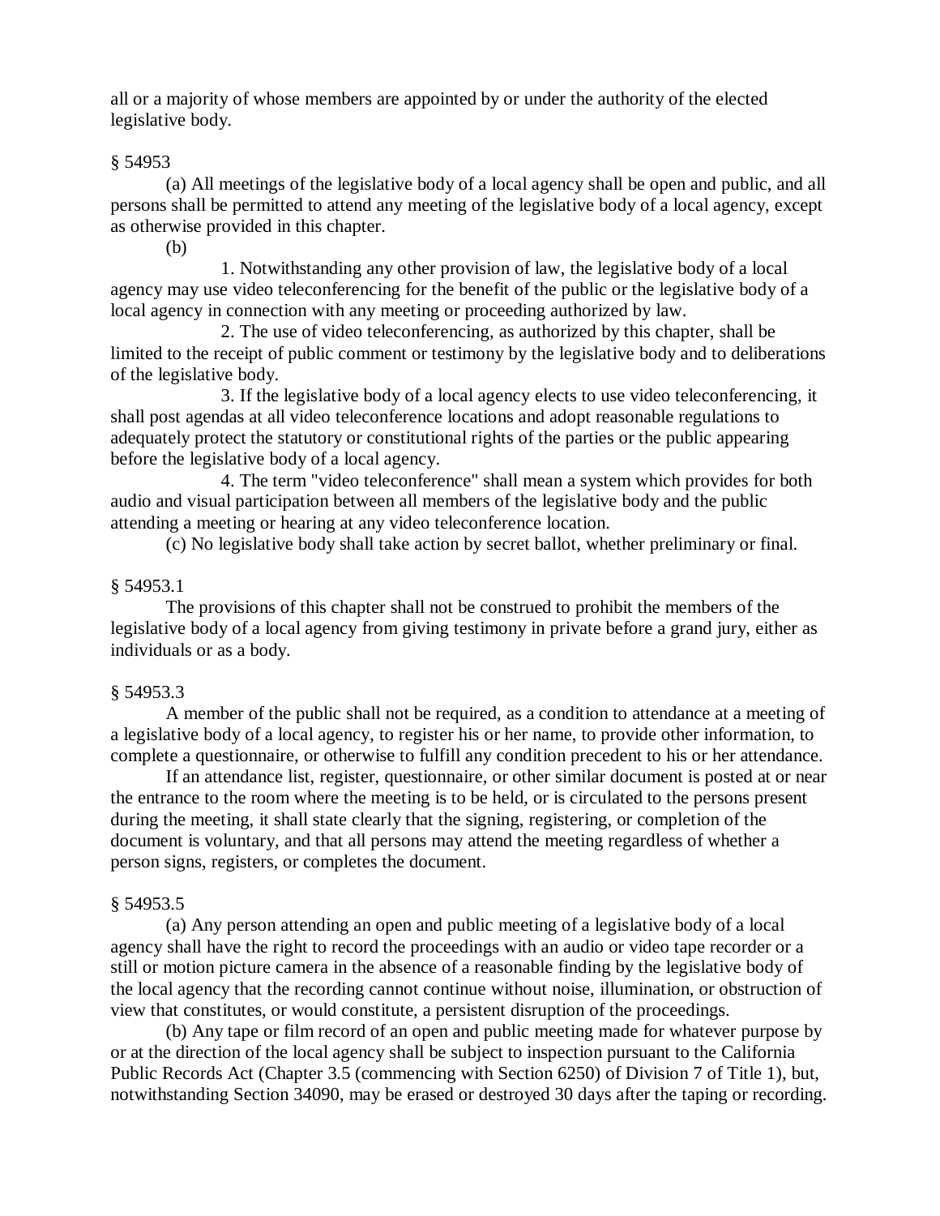all or a majority of whose members are appointed by or under the authority of the elected legislative body.

§ 54953

(a) All meetings of the legislative body of a local agency shall be open and public, and all persons shall be permitted to attend any meeting of the legislative body of a local agency, except as otherwise provided in this chapter.

(b)

1. Notwithstanding any other provision of law, the legislative body of a local agency may use video teleconferencing for the benefit of the public or the legislative body of a local agency in connection with any meeting or proceeding authorized by law.

2. The use of video teleconferencing, as authorized by this chapter, shall be limited to the receipt of public comment or testimony by the legislative body and to deliberations of the legislative body.

3. If the legislative body of a local agency elects to use video teleconferencing, it shall post agendas at all video teleconference locations and adopt reasonable regulations to adequately protect the statutory or constitutional rights of the parties or the public appearing before the legislative body of a local agency.

4. The term "video teleconference" shall mean a system which provides for both audio and visual participation between all members of the legislative body and the public attending a meeting or hearing at any video teleconference location.

(c) No legislative body shall take action by secret ballot, whether preliminary or final.

§ 54953.1

The provisions of this chapter shall not be construed to prohibit the members of the legislative body of a local agency from giving testimony in private before a grand jury, either as individuals or as a body.

§ 54953.3

A member of the public shall not be required, as a condition to attendance at a meeting of a legislative body of a local agency, to register his or her name, to provide other information, to complete a questionnaire, or otherwise to fulfill any condition precedent to his or her attendance.

If an attendance list, register, questionnaire, or other similar document is posted at or near the entrance to the room where the meeting is to be held, or is circulated to the persons present during the meeting, it shall state clearly that the signing, registering, or completion of the document is voluntary, and that all persons may attend the meeting regardless of whether a person signs, registers, or completes the document.

§ 54953.5

(a) Any person attending an open and public meeting of a legislative body of a local agency shall have the right to record the proceedings with an audio or video tape recorder or a still or motion picture camera in the absence of a reasonable finding by the legislative body of the local agency that the recording cannot continue without noise, illumination, or obstruction of view that constitutes, or would constitute, a persistent disruption of the proceedings.

(b) Any tape or film record of an open and public meeting made for whatever purpose by or at the direction of the local agency shall be subject to inspection pursuant to the California Public Records Act (Chapter 3.5 (commencing with Section 6250) of Division 7 of Title 1), but, notwithstanding Section 34090, may be erased or destroyed 30 days after the taping or recording.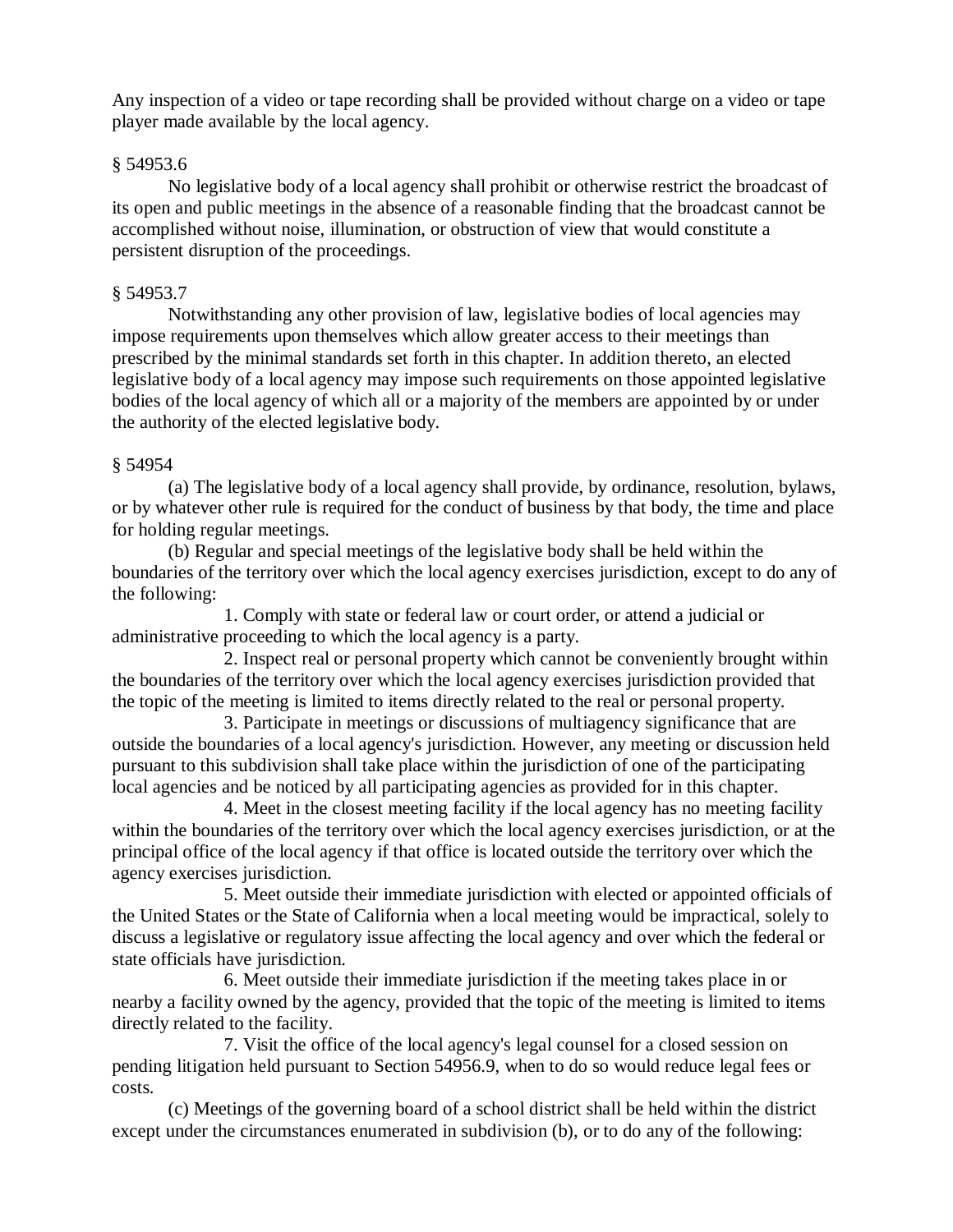Any inspection of a video or tape recording shall be provided without charge on a video or tape player made available by the local agency.

§ 54953.6

No legislative body of a local agency shall prohibit or otherwise restrict the broadcast of its open and public meetings in the absence of a reasonable finding that the broadcast cannot be accomplished without noise, illumination, or obstruction of view that would constitute a persistent disruption of the proceedings.

§ 54953.7

Notwithstanding any other provision of law, legislative bodies of local agencies may impose requirements upon themselves which allow greater access to their meetings than prescribed by the minimal standards set forth in this chapter. In addition thereto, an elected legislative body of a local agency may impose such requirements on those appointed legislative bodies of the local agency of which all or a majority of the members are appointed by or under the authority of the elected legislative body.

§ 54954

(a) The legislative body of a local agency shall provide, by ordinance, resolution, bylaws, or by whatever other rule is required for the conduct of business by that body, the time and place for holding regular meetings.

(b) Regular and special meetings of the legislative body shall be held within the boundaries of the territory over which the local agency exercises jurisdiction, except to do any of the following:

1. Comply with state or federal law or court order, or attend a judicial or administrative proceeding to which the local agency is a party.
2. Inspect real or personal property which cannot be conveniently brought within the boundaries of the territory over which the local agency exercises jurisdiction provided that the topic of the meeting is limited to items directly related to the real or personal property.
3. Participate in meetings or discussions of multiagency significance that are outside the boundaries of a local agency's jurisdiction. However, any meeting or discussion held pursuant to this subdivision shall take place within the jurisdiction of one of the participating local agencies and be noticed by all participating agencies as provided for in this chapter.
4. Meet in the closest meeting facility if the local agency has no meeting facility within the boundaries of the territory over which the local agency exercises jurisdiction, or at the principal office of the local agency if that office is located outside the territory over which the agency exercises jurisdiction.
5. Meet outside their immediate jurisdiction with elected or appointed officials of the United States or the State of California when a local meeting would be impractical, solely to discuss a legislative or regulatory issue affecting the local agency and over which the federal or state officials have jurisdiction.
6. Meet outside their immediate jurisdiction if the meeting takes place in or nearby a facility owned by the agency, provided that the topic of the meeting is limited to items directly related to the facility.
7. Visit the office of the local agency's legal counsel for a closed session on pending litigation held pursuant to Section 54956.9, when to do so would reduce legal fees or costs.

(c) Meetings of the governing board of a school district shall be held within the district except under the circumstances enumerated in subdivision (b), or to do any of the following: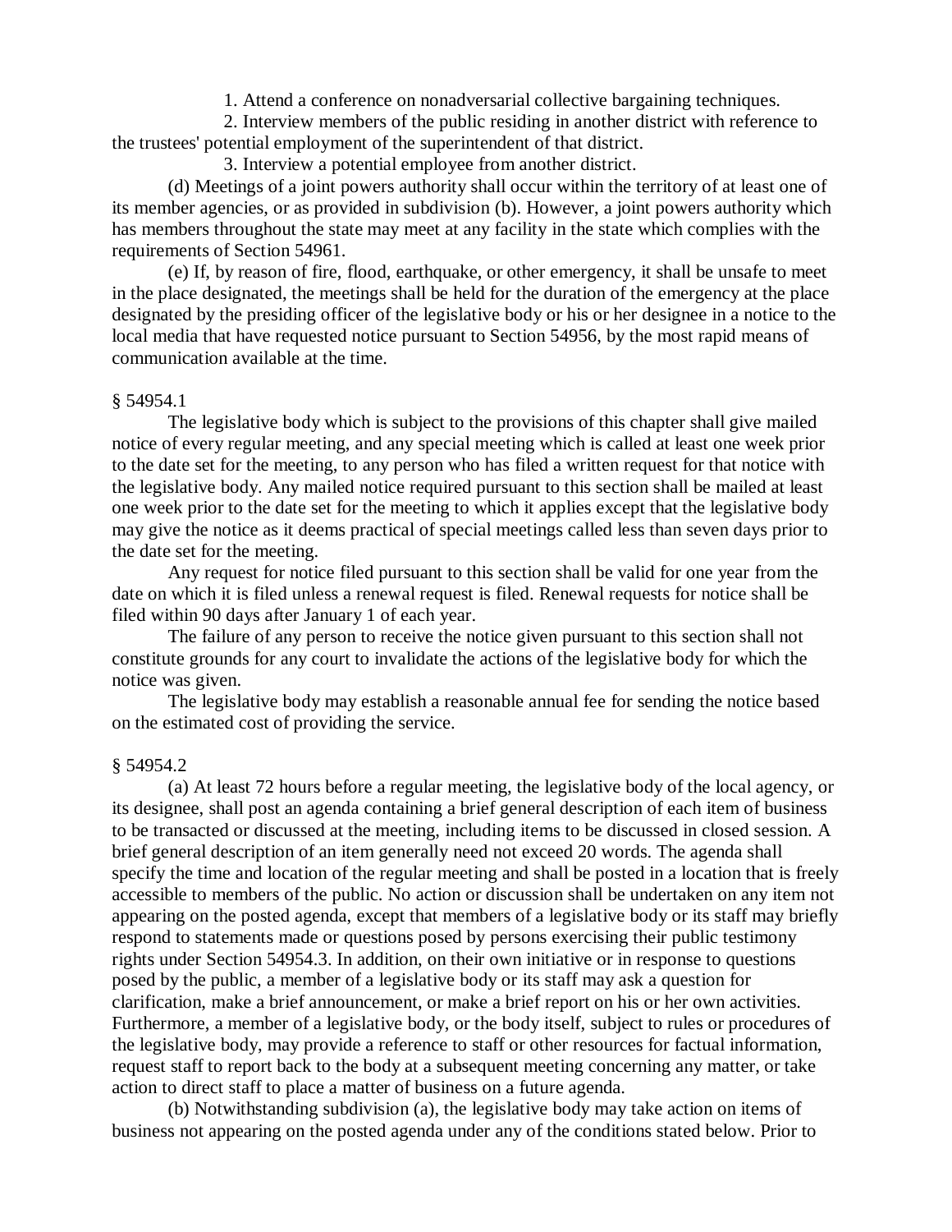1. Attend a conference on nonadversarial collective bargaining techniques.

2. Interview members of the public residing in another district with reference to the trustees' potential employment of the superintendent of that district.

3. Interview a potential employee from another district.

(d) Meetings of a joint powers authority shall occur within the territory of at least one of its member agencies, or as provided in subdivision (b). However, a joint powers authority which has members throughout the state may meet at any facility in the state which complies with the requirements of Section 54961.

(e) If, by reason of fire, flood, earthquake, or other emergency, it shall be unsafe to meet in the place designated, the meetings shall be held for the duration of the emergency at the place designated by the presiding officer of the legislative body or his or her designee in a notice to the local media that have requested notice pursuant to Section 54956, by the most rapid means of communication available at the time.

§ 54954.1

The legislative body which is subject to the provisions of this chapter shall give mailed notice of every regular meeting, and any special meeting which is called at least one week prior to the date set for the meeting, to any person who has filed a written request for that notice with the legislative body. Any mailed notice required pursuant to this section shall be mailed at least one week prior to the date set for the meeting to which it applies except that the legislative body may give the notice as it deems practical of special meetings called less than seven days prior to the date set for the meeting.

Any request for notice filed pursuant to this section shall be valid for one year from the date on which it is filed unless a renewal request is filed. Renewal requests for notice shall be filed within 90 days after January 1 of each year.

The failure of any person to receive the notice given pursuant to this section shall not constitute grounds for any court to invalidate the actions of the legislative body for which the notice was given.

The legislative body may establish a reasonable annual fee for sending the notice based on the estimated cost of providing the service.

§ 54954.2

(a) At least 72 hours before a regular meeting, the legislative body of the local agency, or its designee, shall post an agenda containing a brief general description of each item of business to be transacted or discussed at the meeting, including items to be discussed in closed session. A brief general description of an item generally need not exceed 20 words. The agenda shall specify the time and location of the regular meeting and shall be posted in a location that is freely accessible to members of the public. No action or discussion shall be undertaken on any item not appearing on the posted agenda, except that members of a legislative body or its staff may briefly respond to statements made or questions posed by persons exercising their public testimony rights under Section 54954.3. In addition, on their own initiative or in response to questions posed by the public, a member of a legislative body or its staff may ask a question for clarification, make a brief announcement, or make a brief report on his or her own activities. Furthermore, a member of a legislative body, or the body itself, subject to rules or procedures of the legislative body, may provide a reference to staff or other resources for factual information, request staff to report back to the body at a subsequent meeting concerning any matter, or take action to direct staff to place a matter of business on a future agenda.

(b) Notwithstanding subdivision (a), the legislative body may take action on items of business not appearing on the posted agenda under any of the conditions stated below. Prior to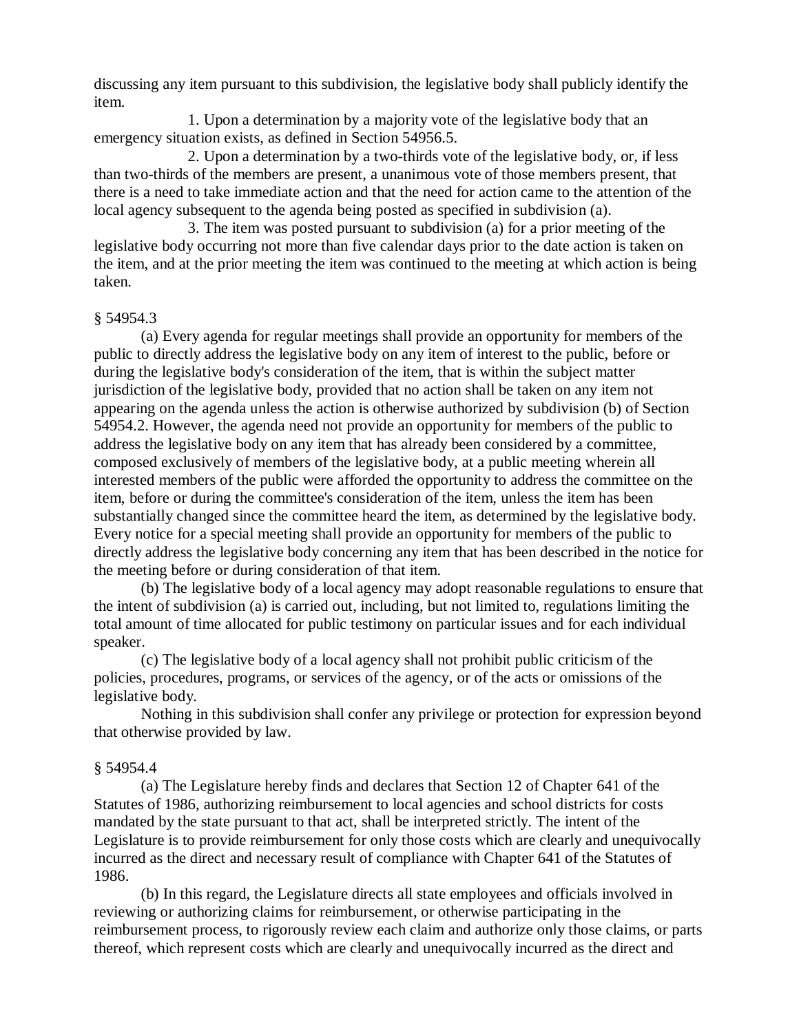discussing any item pursuant to this subdivision, the legislative body shall publicly identify the item.

1. Upon a determination by a majority vote of the legislative body that an emergency situation exists, as defined in Section 54956.5.

2. Upon a determination by a two-thirds vote of the legislative body, or, if less than two-thirds of the members are present, a unanimous vote of those members present, that there is a need to take immediate action and that the need for action came to the attention of the local agency subsequent to the agenda being posted as specified in subdivision (a).

3. The item was posted pursuant to subdivision (a) for a prior meeting of the legislative body occurring not more than five calendar days prior to the date action is taken on the item, and at the prior meeting the item was continued to the meeting at which action is being taken.

§ 54954.3

(a) Every agenda for regular meetings shall provide an opportunity for members of the public to directly address the legislative body on any item of interest to the public, before or during the legislative body's consideration of the item, that is within the subject matter jurisdiction of the legislative body, provided that no action shall be taken on any item not appearing on the agenda unless the action is otherwise authorized by subdivision (b) of Section 54954.2. However, the agenda need not provide an opportunity for members of the public to address the legislative body on any item that has already been considered by a committee, composed exclusively of members of the legislative body, at a public meeting wherein all interested members of the public were afforded the opportunity to address the committee on the item, before or during the committee's consideration of the item, unless the item has been substantially changed since the committee heard the item, as determined by the legislative body. Every notice for a special meeting shall provide an opportunity for members of the public to directly address the legislative body concerning any item that has been described in the notice for the meeting before or during consideration of that item.

(b) The legislative body of a local agency may adopt reasonable regulations to ensure that the intent of subdivision (a) is carried out, including, but not limited to, regulations limiting the total amount of time allocated for public testimony on particular issues and for each individual speaker.

(c) The legislative body of a local agency shall not prohibit public criticism of the policies, procedures, programs, or services of the agency, or of the acts or omissions of the legislative body.

Nothing in this subdivision shall confer any privilege or protection for expression beyond that otherwise provided by law.

§ 54954.4

(a) The Legislature hereby finds and declares that Section 12 of Chapter 641 of the Statutes of 1986, authorizing reimbursement to local agencies and school districts for costs mandated by the state pursuant to that act, shall be interpreted strictly. The intent of the Legislature is to provide reimbursement for only those costs which are clearly and unequivocally incurred as the direct and necessary result of compliance with Chapter 641 of the Statutes of 1986.

(b) In this regard, the Legislature directs all state employees and officials involved in reviewing or authorizing claims for reimbursement, or otherwise participating in the reimbursement process, to rigorously review each claim and authorize only those claims, or parts thereof, which represent costs which are clearly and unequivocally incurred as the direct and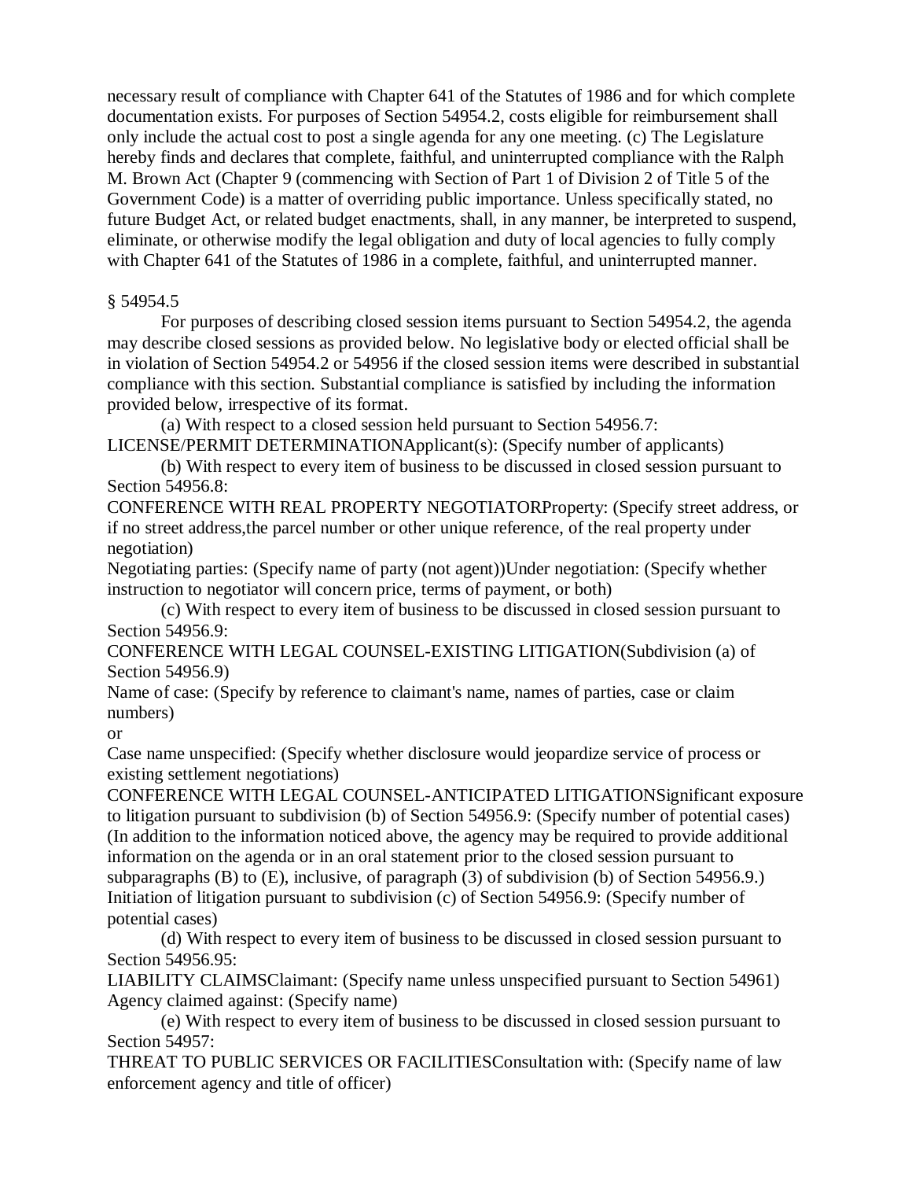necessary result of compliance with Chapter 641 of the Statutes of 1986 and for which complete documentation exists. For purposes of Section 54954.2, costs eligible for reimbursement shall only include the actual cost to post a single agenda for any one meeting. (c) The Legislature hereby finds and declares that complete, faithful, and uninterrupted compliance with the Ralph M. Brown Act (Chapter 9 (commencing with Section of Part 1 of Division 2 of Title 5 of the Government Code) is a matter of overriding public importance. Unless specifically stated, no future Budget Act, or related budget enactments, shall, in any manner, be interpreted to suspend, eliminate, or otherwise modify the legal obligation and duty of local agencies to fully comply with Chapter 641 of the Statutes of 1986 in a complete, faithful, and uninterrupted manner.

§ 54954.5

For purposes of describing closed session items pursuant to Section 54954.2, the agenda may describe closed sessions as provided below. No legislative body or elected official shall be in violation of Section 54954.2 or 54956 if the closed session items were described in substantial compliance with this section. Substantial compliance is satisfied by including the information provided below, irrespective of its format.

(a) With respect to a closed session held pursuant to Section 54956.7:
LICENSE/PERMIT DETERMINATIONApplicant(s): (Specify number of applicants)

(b) With respect to every item of business to be discussed in closed session pursuant to Section 54956.8:
CONFERENCE WITH REAL PROPERTY NEGOTIATORProperty: (Specify street address, or if no street address,the parcel number or other unique reference, of the real property under negotiation)
Negotiating parties: (Specify name of party (not agent))Under negotiation: (Specify whether instruction to negotiator will concern price, terms of payment, or both)

(c) With respect to every item of business to be discussed in closed session pursuant to Section 54956.9:
CONFERENCE WITH LEGAL COUNSEL-EXISTING LITIGATION(Subdivision (a) of Section 54956.9)
Name of case: (Specify by reference to claimant's name, names of parties, case or claim numbers)
or
Case name unspecified: (Specify whether disclosure would jeopardize service of process or existing settlement negotiations)
CONFERENCE WITH LEGAL COUNSEL-ANTICIPATED LITIGATIONSignificant exposure to litigation pursuant to subdivision (b) of Section 54956.9: (Specify number of potential cases)
(In addition to the information noticed above, the agency may be required to provide additional information on the agenda or in an oral statement prior to the closed session pursuant to subparagraphs (B) to (E), inclusive, of paragraph (3) of subdivision (b) of Section 54956.9.)
Initiation of litigation pursuant to subdivision (c) of Section 54956.9: (Specify number of potential cases)

(d) With respect to every item of business to be discussed in closed session pursuant to Section 54956.95:
LIABILITY CLAIMSClaimant: (Specify name unless unspecified pursuant to Section 54961)
Agency claimed against: (Specify name)

(e) With respect to every item of business to be discussed in closed session pursuant to Section 54957:
THREAT TO PUBLIC SERVICES OR FACILITIESConsultation with: (Specify name of law enforcement agency and title of officer)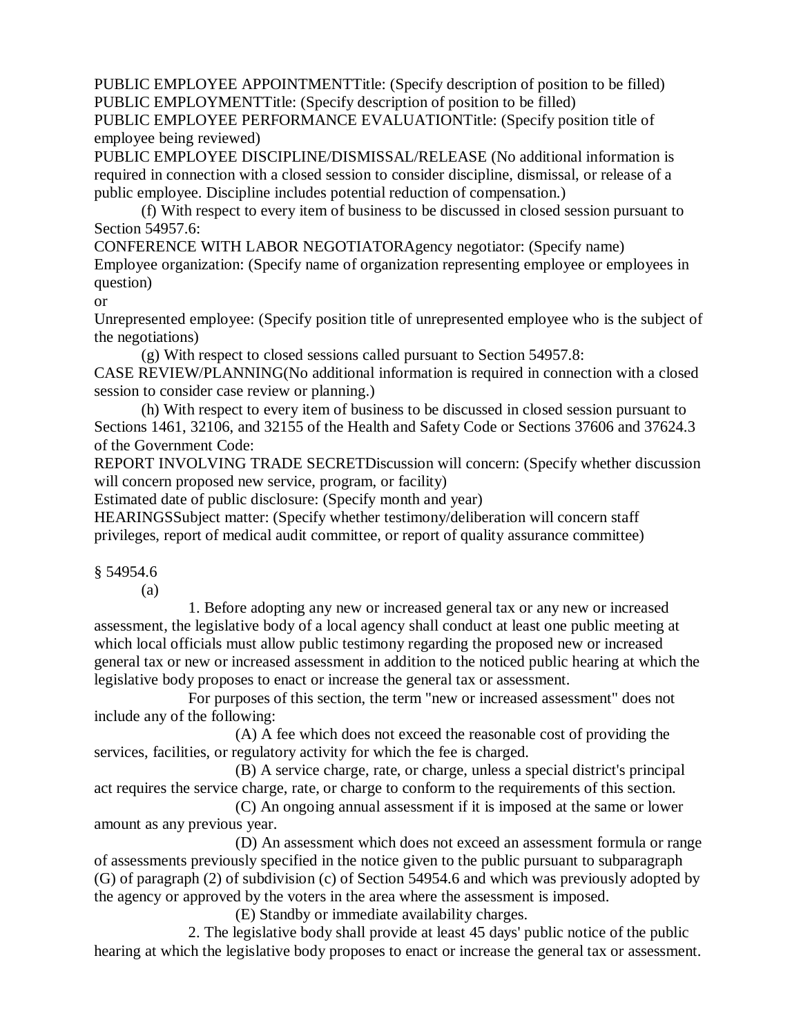PUBLIC EMPLOYEE APPOINTMENTTitle: (Specify description of position to be filled)
PUBLIC EMPLOYMENTTitle: (Specify description of position to be filled)
PUBLIC EMPLOYEE PERFORMANCE EVALUATIONTitle: (Specify position title of employee being reviewed)
PUBLIC EMPLOYEE DISCIPLINE/DISMISSAL/RELEASE (No additional information is required in connection with a closed session to consider discipline, dismissal, or release of a public employee. Discipline includes potential reduction of compensation.)

(f) With respect to every item of business to be discussed in closed session pursuant to Section 54957.6:

CONFERENCE WITH LABOR NEGOTIATORAgency negotiator: (Specify name)
Employee organization: (Specify name of organization representing employee or employees in question)
or
Unrepresented employee: (Specify position title of unrepresented employee who is the subject of the negotiations)

(g) With respect to closed sessions called pursuant to Section 54957.8:

CASE REVIEW/PLANNING(No additional information is required in connection with a closed session to consider case review or planning.)

(h) With respect to every item of business to be discussed in closed session pursuant to Sections 1461, 32106, and 32155 of the Health and Safety Code or Sections 37606 and 37624.3 of the Government Code:

REPORT INVOLVING TRADE SECRETDiscussion will concern: (Specify whether discussion will concern proposed new service, program, or facility)
Estimated date of public disclosure: (Specify month and year)
HEARINGSSubject matter: (Specify whether testimony/deliberation will concern staff privileges, report of medical audit committee, or report of quality assurance committee)

§ 54954.6

(a)

1. Before adopting any new or increased general tax or any new or increased assessment, the legislative body of a local agency shall conduct at least one public meeting at which local officials must allow public testimony regarding the proposed new or increased general tax or new or increased assessment in addition to the noticed public hearing at which the legislative body proposes to enact or increase the general tax or assessment.

For purposes of this section, the term "new or increased assessment" does not include any of the following:

(A) A fee which does not exceed the reasonable cost of providing the services, facilities, or regulatory activity for which the fee is charged.

(B) A service charge, rate, or charge, unless a special district's principal act requires the service charge, rate, or charge to conform to the requirements of this section.

(C) An ongoing annual assessment if it is imposed at the same or lower amount as any previous year.

(D) An assessment which does not exceed an assessment formula or range of assessments previously specified in the notice given to the public pursuant to subparagraph (G) of paragraph (2) of subdivision (c) of Section 54954.6 and which was previously adopted by the agency or approved by the voters in the area where the assessment is imposed.

(E) Standby or immediate availability charges.

2. The legislative body shall provide at least 45 days' public notice of the public hearing at which the legislative body proposes to enact or increase the general tax or assessment.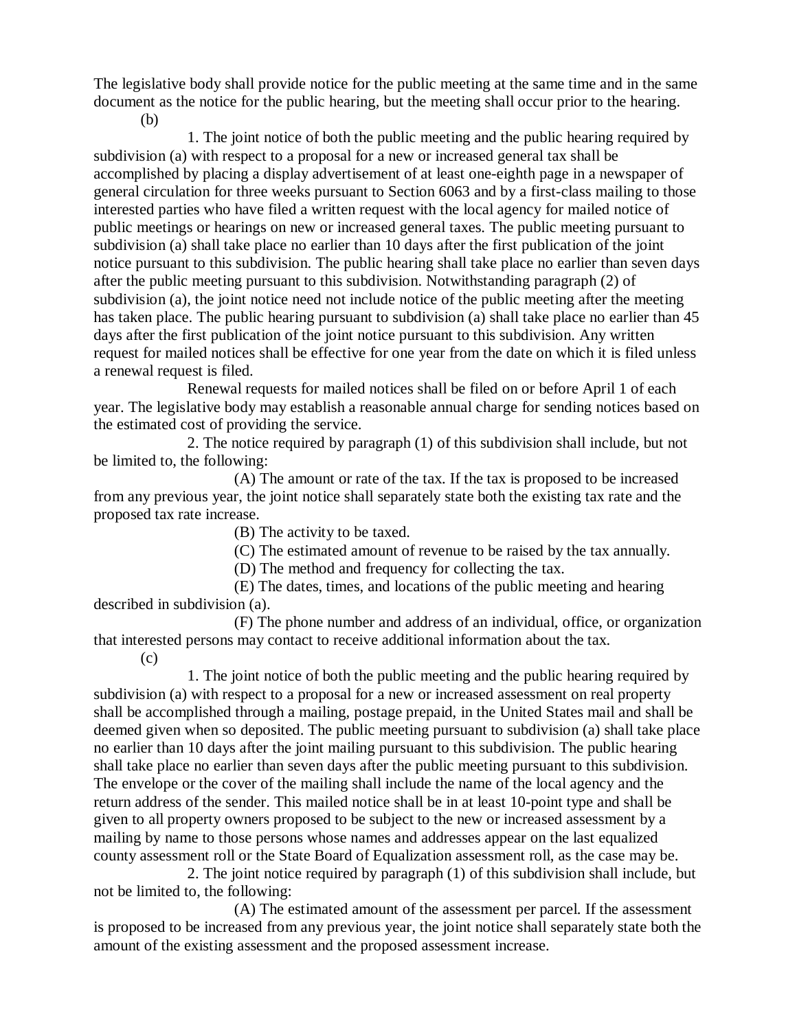The legislative body shall provide notice for the public meeting at the same time and in the same document as the notice for the public hearing, but the meeting shall occur prior to the hearing.

(b)

1. The joint notice of both the public meeting and the public hearing required by subdivision (a) with respect to a proposal for a new or increased general tax shall be accomplished by placing a display advertisement of at least one-eighth page in a newspaper of general circulation for three weeks pursuant to Section 6063 and by a first-class mailing to those interested parties who have filed a written request with the local agency for mailed notice of public meetings or hearings on new or increased general taxes. The public meeting pursuant to subdivision (a) shall take place no earlier than 10 days after the first publication of the joint notice pursuant to this subdivision. The public hearing shall take place no earlier than seven days after the public meeting pursuant to this subdivision. Notwithstanding paragraph (2) of subdivision (a), the joint notice need not include notice of the public meeting after the meeting has taken place. The public hearing pursuant to subdivision (a) shall take place no earlier than 45 days after the first publication of the joint notice pursuant to this subdivision. Any written request for mailed notices shall be effective for one year from the date on which it is filed unless a renewal request is filed.

Renewal requests for mailed notices shall be filed on or before April 1 of each year. The legislative body may establish a reasonable annual charge for sending notices based on the estimated cost of providing the service.

2. The notice required by paragraph (1) of this subdivision shall include, but not be limited to, the following:

(A) The amount or rate of the tax. If the tax is proposed to be increased from any previous year, the joint notice shall separately state both the existing tax rate and the proposed tax rate increase.

(B) The activity to be taxed.

(C) The estimated amount of revenue to be raised by the tax annually.

(D) The method and frequency for collecting the tax.

(E) The dates, times, and locations of the public meeting and hearing described in subdivision (a).

(F) The phone number and address of an individual, office, or organization that interested persons may contact to receive additional information about the tax.

(c)

1. The joint notice of both the public meeting and the public hearing required by subdivision (a) with respect to a proposal for a new or increased assessment on real property shall be accomplished through a mailing, postage prepaid, in the United States mail and shall be deemed given when so deposited. The public meeting pursuant to subdivision (a) shall take place no earlier than 10 days after the joint mailing pursuant to this subdivision. The public hearing shall take place no earlier than seven days after the public meeting pursuant to this subdivision. The envelope or the cover of the mailing shall include the name of the local agency and the return address of the sender. This mailed notice shall be in at least 10-point type and shall be given to all property owners proposed to be subject to the new or increased assessment by a mailing by name to those persons whose names and addresses appear on the last equalized county assessment roll or the State Board of Equalization assessment roll, as the case may be.

2. The joint notice required by paragraph (1) of this subdivision shall include, but not be limited to, the following:

(A) The estimated amount of the assessment per parcel. If the assessment is proposed to be increased from any previous year, the joint notice shall separately state both the amount of the existing assessment and the proposed assessment increase.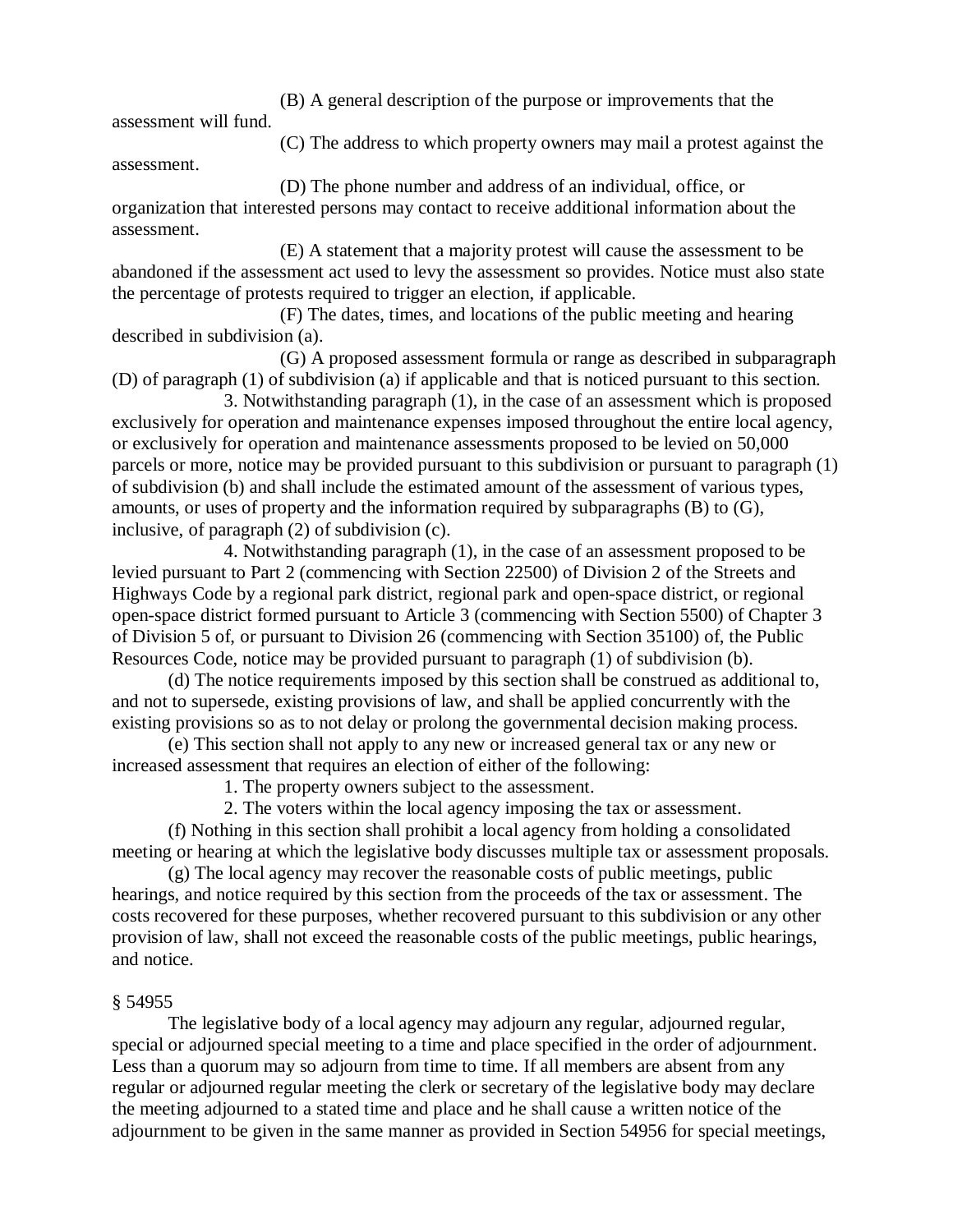(B) A general description of the purpose or improvements that the assessment will fund.

(C) The address to which property owners may mail a protest against the assessment.

(D) The phone number and address of an individual, office, or organization that interested persons may contact to receive additional information about the assessment.

(E) A statement that a majority protest will cause the assessment to be abandoned if the assessment act used to levy the assessment so provides. Notice must also state the percentage of protests required to trigger an election, if applicable.

(F) The dates, times, and locations of the public meeting and hearing described in subdivision (a).

(G) A proposed assessment formula or range as described in subparagraph (D) of paragraph (1) of subdivision (a) if applicable and that is noticed pursuant to this section.

3. Notwithstanding paragraph (1), in the case of an assessment which is proposed exclusively for operation and maintenance expenses imposed throughout the entire local agency, or exclusively for operation and maintenance assessments proposed to be levied on 50,000 parcels or more, notice may be provided pursuant to this subdivision or pursuant to paragraph (1) of subdivision (b) and shall include the estimated amount of the assessment of various types, amounts, or uses of property and the information required by subparagraphs (B) to (G), inclusive, of paragraph (2) of subdivision (c).

4. Notwithstanding paragraph (1), in the case of an assessment proposed to be levied pursuant to Part 2 (commencing with Section 22500) of Division 2 of the Streets and Highways Code by a regional park district, regional park and open-space district, or regional open-space district formed pursuant to Article 3 (commencing with Section 5500) of Chapter 3 of Division 5 of, or pursuant to Division 26 (commencing with Section 35100) of, the Public Resources Code, notice may be provided pursuant to paragraph (1) of subdivision (b).

(d) The notice requirements imposed by this section shall be construed as additional to, and not to supersede, existing provisions of law, and shall be applied concurrently with the existing provisions so as to not delay or prolong the governmental decision making process.

(e) This section shall not apply to any new or increased general tax or any new or increased assessment that requires an election of either of the following:

1. The property owners subject to the assessment.
2. The voters within the local agency imposing the tax or assessment.

(f) Nothing in this section shall prohibit a local agency from holding a consolidated meeting or hearing at which the legislative body discusses multiple tax or assessment proposals.

(g) The local agency may recover the reasonable costs of public meetings, public hearings, and notice required by this section from the proceeds of the tax or assessment. The costs recovered for these purposes, whether recovered pursuant to this subdivision or any other provision of law, shall not exceed the reasonable costs of the public meetings, public hearings, and notice.

§ 54955

The legislative body of a local agency may adjourn any regular, adjourned regular, special or adjourned special meeting to a time and place specified in the order of adjournment. Less than a quorum may so adjourn from time to time. If all members are absent from any regular or adjourned regular meeting the clerk or secretary of the legislative body may declare the meeting adjourned to a stated time and place and he shall cause a written notice of the adjournment to be given in the same manner as provided in Section 54956 for special meetings,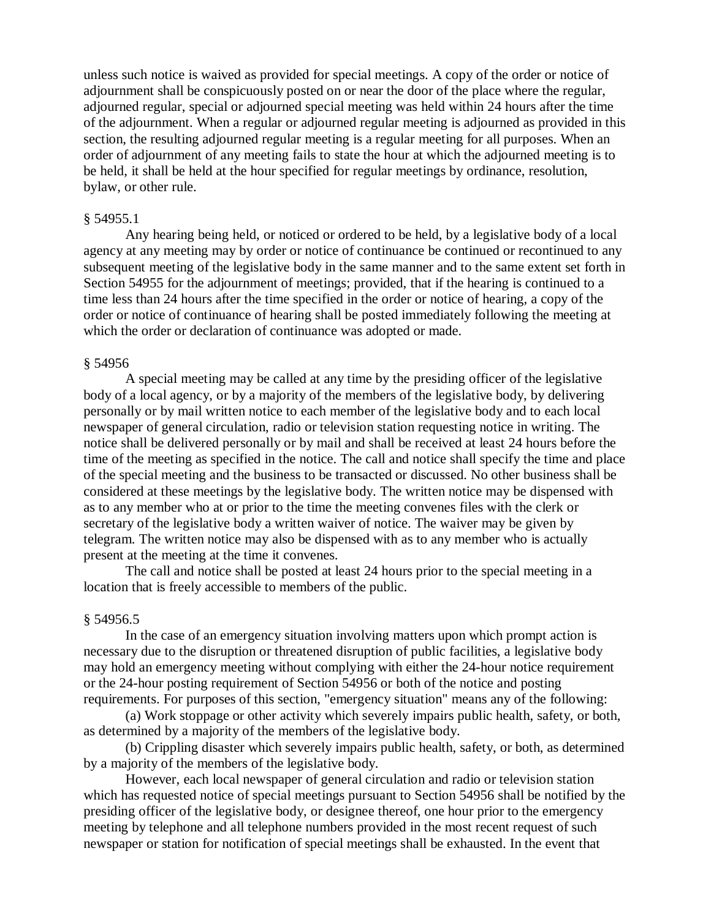unless such notice is waived as provided for special meetings. A copy of the order or notice of adjournment shall be conspicuously posted on or near the door of the place where the regular, adjourned regular, special or adjourned special meeting was held within 24 hours after the time of the adjournment. When a regular or adjourned regular meeting is adjourned as provided in this section, the resulting adjourned regular meeting is a regular meeting for all purposes. When an order of adjournment of any meeting fails to state the hour at which the adjourned meeting is to be held, it shall be held at the hour specified for regular meetings by ordinance, resolution, bylaw, or other rule.

§ 54955.1

Any hearing being held, or noticed or ordered to be held, by a legislative body of a local agency at any meeting may by order or notice of continuance be continued or recontinued to any subsequent meeting of the legislative body in the same manner and to the same extent set forth in Section 54955 for the adjournment of meetings; provided, that if the hearing is continued to a time less than 24 hours after the time specified in the order or notice of hearing, a copy of the order or notice of continuance of hearing shall be posted immediately following the meeting at which the order or declaration of continuance was adopted or made.

§ 54956

A special meeting may be called at any time by the presiding officer of the legislative body of a local agency, or by a majority of the members of the legislative body, by delivering personally or by mail written notice to each member of the legislative body and to each local newspaper of general circulation, radio or television station requesting notice in writing. The notice shall be delivered personally or by mail and shall be received at least 24 hours before the time of the meeting as specified in the notice. The call and notice shall specify the time and place of the special meeting and the business to be transacted or discussed. No other business shall be considered at these meetings by the legislative body. The written notice may be dispensed with as to any member who at or prior to the time the meeting convenes files with the clerk or secretary of the legislative body a written waiver of notice. The waiver may be given by telegram. The written notice may also be dispensed with as to any member who is actually present at the meeting at the time it convenes.

The call and notice shall be posted at least 24 hours prior to the special meeting in a location that is freely accessible to members of the public.

§ 54956.5

In the case of an emergency situation involving matters upon which prompt action is necessary due to the disruption or threatened disruption of public facilities, a legislative body may hold an emergency meeting without complying with either the 24-hour notice requirement or the 24-hour posting requirement of Section 54956 or both of the notice and posting requirements. For purposes of this section, "emergency situation" means any of the following:

(a) Work stoppage or other activity which severely impairs public health, safety, or both, as determined by a majority of the members of the legislative body.

(b) Crippling disaster which severely impairs public health, safety, or both, as determined by a majority of the members of the legislative body.

However, each local newspaper of general circulation and radio or television station which has requested notice of special meetings pursuant to Section 54956 shall be notified by the presiding officer of the legislative body, or designee thereof, one hour prior to the emergency meeting by telephone and all telephone numbers provided in the most recent request of such newspaper or station for notification of special meetings shall be exhausted. In the event that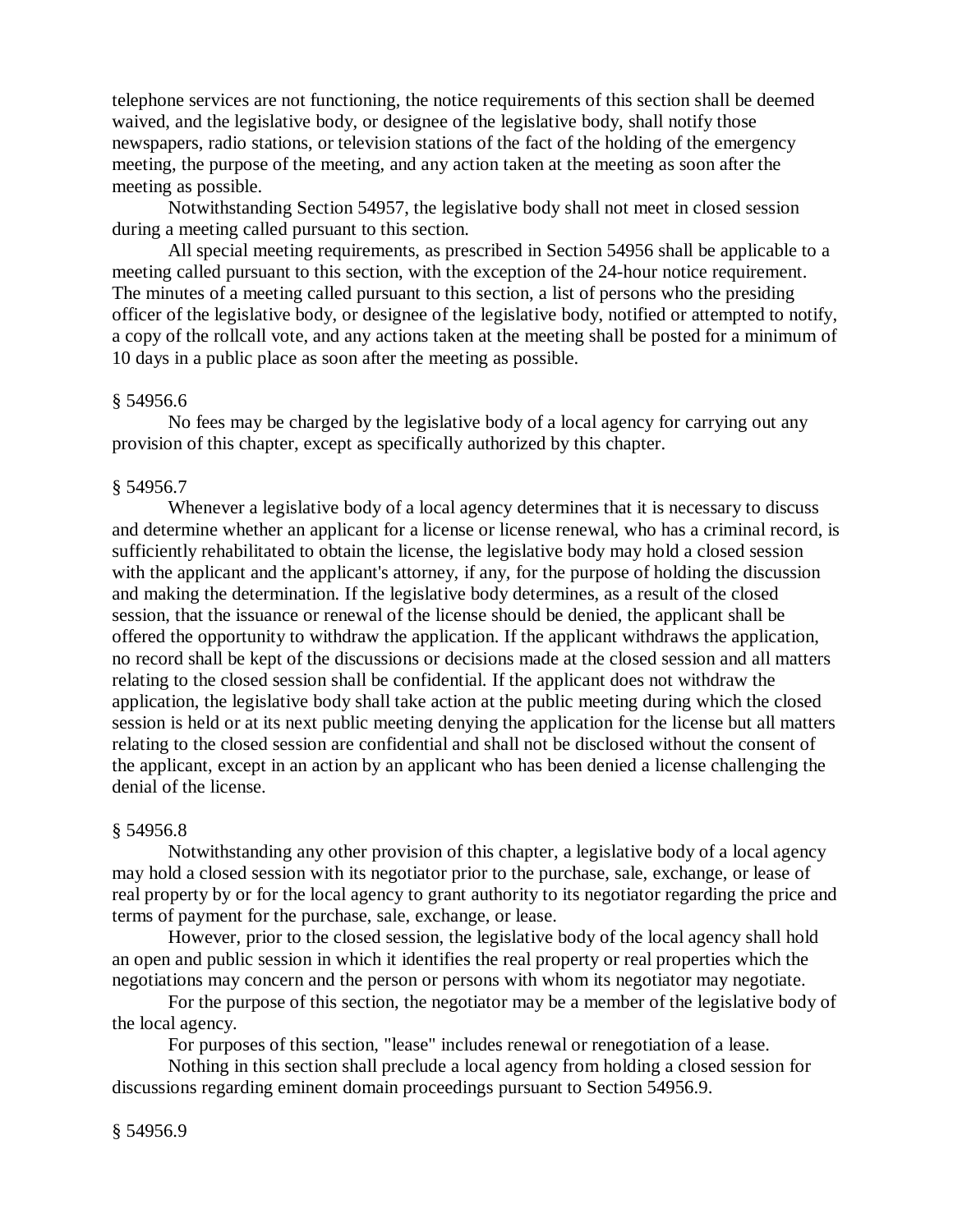telephone services are not functioning, the notice requirements of this section shall be deemed waived, and the legislative body, or designee of the legislative body, shall notify those newspapers, radio stations, or television stations of the fact of the holding of the emergency meeting, the purpose of the meeting, and any action taken at the meeting as soon after the meeting as possible.

Notwithstanding Section 54957, the legislative body shall not meet in closed session during a meeting called pursuant to this section.

All special meeting requirements, as prescribed in Section 54956 shall be applicable to a meeting called pursuant to this section, with the exception of the 24-hour notice requirement. The minutes of a meeting called pursuant to this section, a list of persons who the presiding officer of the legislative body, or designee of the legislative body, notified or attempted to notify, a copy of the rollcall vote, and any actions taken at the meeting shall be posted for a minimum of 10 days in a public place as soon after the meeting as possible.

§ 54956.6

No fees may be charged by the legislative body of a local agency for carrying out any provision of this chapter, except as specifically authorized by this chapter.

§ 54956.7

Whenever a legislative body of a local agency determines that it is necessary to discuss and determine whether an applicant for a license or license renewal, who has a criminal record, is sufficiently rehabilitated to obtain the license, the legislative body may hold a closed session with the applicant and the applicant's attorney, if any, for the purpose of holding the discussion and making the determination. If the legislative body determines, as a result of the closed session, that the issuance or renewal of the license should be denied, the applicant shall be offered the opportunity to withdraw the application. If the applicant withdraws the application, no record shall be kept of the discussions or decisions made at the closed session and all matters relating to the closed session shall be confidential. If the applicant does not withdraw the application, the legislative body shall take action at the public meeting during which the closed session is held or at its next public meeting denying the application for the license but all matters relating to the closed session are confidential and shall not be disclosed without the consent of the applicant, except in an action by an applicant who has been denied a license challenging the denial of the license.

§ 54956.8

Notwithstanding any other provision of this chapter, a legislative body of a local agency may hold a closed session with its negotiator prior to the purchase, sale, exchange, or lease of real property by or for the local agency to grant authority to its negotiator regarding the price and terms of payment for the purchase, sale, exchange, or lease.

However, prior to the closed session, the legislative body of the local agency shall hold an open and public session in which it identifies the real property or real properties which the negotiations may concern and the person or persons with whom its negotiator may negotiate.

For the purpose of this section, the negotiator may be a member of the legislative body of the local agency.

For purposes of this section, "lease" includes renewal or renegotiation of a lease.

Nothing in this section shall preclude a local agency from holding a closed session for discussions regarding eminent domain proceedings pursuant to Section 54956.9.

§ 54956.9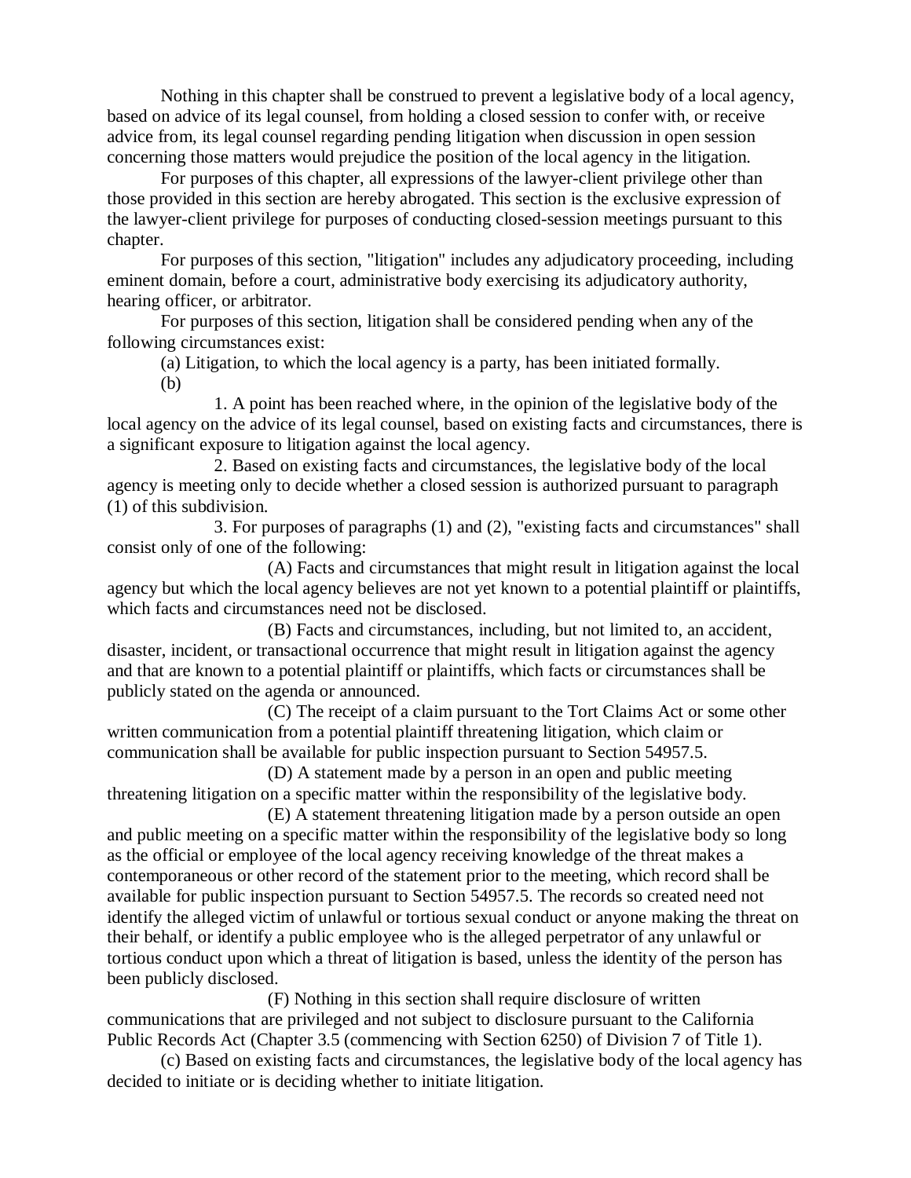Nothing in this chapter shall be construed to prevent a legislative body of a local agency, based on advice of its legal counsel, from holding a closed session to confer with, or receive advice from, its legal counsel regarding pending litigation when discussion in open session concerning those matters would prejudice the position of the local agency in the litigation.

For purposes of this chapter, all expressions of the lawyer-client privilege other than those provided in this section are hereby abrogated. This section is the exclusive expression of the lawyer-client privilege for purposes of conducting closed-session meetings pursuant to this chapter.

For purposes of this section, "litigation" includes any adjudicatory proceeding, including eminent domain, before a court, administrative body exercising its adjudicatory authority, hearing officer, or arbitrator.

For purposes of this section, litigation shall be considered pending when any of the following circumstances exist:

(a) Litigation, to which the local agency is a party, has been initiated formally.

(b)

1. A point has been reached where, in the opinion of the legislative body of the local agency on the advice of its legal counsel, based on existing facts and circumstances, there is a significant exposure to litigation against the local agency.

2. Based on existing facts and circumstances, the legislative body of the local agency is meeting only to decide whether a closed session is authorized pursuant to paragraph (1) of this subdivision.

3. For purposes of paragraphs (1) and (2), "existing facts and circumstances" shall consist only of one of the following:

(A) Facts and circumstances that might result in litigation against the local agency but which the local agency believes are not yet known to a potential plaintiff or plaintiffs, which facts and circumstances need not be disclosed.

(B) Facts and circumstances, including, but not limited to, an accident, disaster, incident, or transactional occurrence that might result in litigation against the agency and that are known to a potential plaintiff or plaintiffs, which facts or circumstances shall be publicly stated on the agenda or announced.

(C) The receipt of a claim pursuant to the Tort Claims Act or some other written communication from a potential plaintiff threatening litigation, which claim or communication shall be available for public inspection pursuant to Section 54957.5.

(D) A statement made by a person in an open and public meeting threatening litigation on a specific matter within the responsibility of the legislative body.

(E) A statement threatening litigation made by a person outside an open and public meeting on a specific matter within the responsibility of the legislative body so long as the official or employee of the local agency receiving knowledge of the threat makes a contemporaneous or other record of the statement prior to the meeting, which record shall be available for public inspection pursuant to Section 54957.5. The records so created need not identify the alleged victim of unlawful or tortious sexual conduct or anyone making the threat on their behalf, or identify a public employee who is the alleged perpetrator of any unlawful or tortious conduct upon which a threat of litigation is based, unless the identity of the person has been publicly disclosed.

(F) Nothing in this section shall require disclosure of written communications that are privileged and not subject to disclosure pursuant to the California Public Records Act (Chapter 3.5 (commencing with Section 6250) of Division 7 of Title 1).

(c) Based on existing facts and circumstances, the legislative body of the local agency has decided to initiate or is deciding whether to initiate litigation.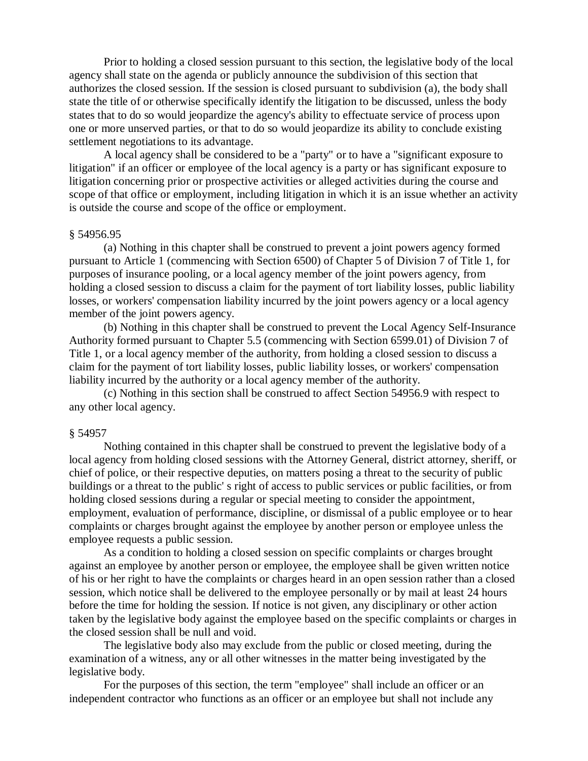Prior to holding a closed session pursuant to this section, the legislative body of the local agency shall state on the agenda or publicly announce the subdivision of this section that authorizes the closed session. If the session is closed pursuant to subdivision (a), the body shall state the title of or otherwise specifically identify the litigation to be discussed, unless the body states that to do so would jeopardize the agency's ability to effectuate service of process upon one or more unserved parties, or that to do so would jeopardize its ability to conclude existing settlement negotiations to its advantage.

A local agency shall be considered to be a "party" or to have a "significant exposure to litigation" if an officer or employee of the local agency is a party or has significant exposure to litigation concerning prior or prospective activities or alleged activities during the course and scope of that office or employment, including litigation in which it is an issue whether an activity is outside the course and scope of the office or employment.

§ 54956.95

(a) Nothing in this chapter shall be construed to prevent a joint powers agency formed pursuant to Article 1 (commencing with Section 6500) of Chapter 5 of Division 7 of Title 1, for purposes of insurance pooling, or a local agency member of the joint powers agency, from holding a closed session to discuss a claim for the payment of tort liability losses, public liability losses, or workers' compensation liability incurred by the joint powers agency or a local agency member of the joint powers agency.

(b) Nothing in this chapter shall be construed to prevent the Local Agency Self-Insurance Authority formed pursuant to Chapter 5.5 (commencing with Section 6599.01) of Division 7 of Title 1, or a local agency member of the authority, from holding a closed session to discuss a claim for the payment of tort liability losses, public liability losses, or workers' compensation liability incurred by the authority or a local agency member of the authority.

(c) Nothing in this section shall be construed to affect Section 54956.9 with respect to any other local agency.

§ 54957

Nothing contained in this chapter shall be construed to prevent the legislative body of a local agency from holding closed sessions with the Attorney General, district attorney, sheriff, or chief of police, or their respective deputies, on matters posing a threat to the security of public buildings or a threat to the public' s right of access to public services or public facilities, or from holding closed sessions during a regular or special meeting to consider the appointment, employment, evaluation of performance, discipline, or dismissal of a public employee or to hear complaints or charges brought against the employee by another person or employee unless the employee requests a public session.

As a condition to holding a closed session on specific complaints or charges brought against an employee by another person or employee, the employee shall be given written notice of his or her right to have the complaints or charges heard in an open session rather than a closed session, which notice shall be delivered to the employee personally or by mail at least 24 hours before the time for holding the session. If notice is not given, any disciplinary or other action taken by the legislative body against the employee based on the specific complaints or charges in the closed session shall be null and void.

The legislative body also may exclude from the public or closed meeting, during the examination of a witness, any or all other witnesses in the matter being investigated by the legislative body.

For the purposes of this section, the term "employee" shall include an officer or an independent contractor who functions as an officer or an employee but shall not include any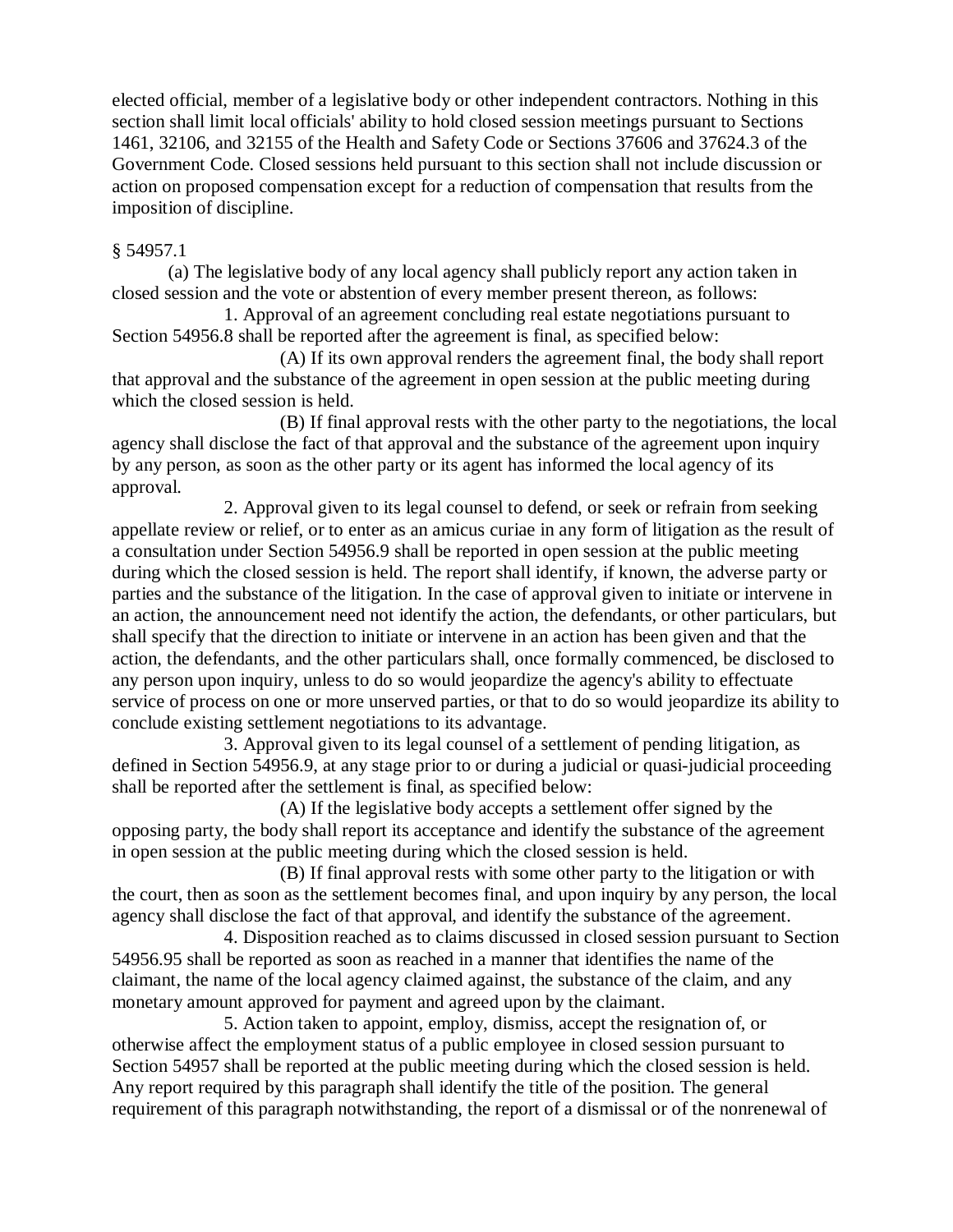elected official, member of a legislative body or other independent contractors. Nothing in this section shall limit local officials' ability to hold closed session meetings pursuant to Sections 1461, 32106, and 32155 of the Health and Safety Code or Sections 37606 and 37624.3 of the Government Code. Closed sessions held pursuant to this section shall not include discussion or action on proposed compensation except for a reduction of compensation that results from the imposition of discipline.

§ 54957.1

(a) The legislative body of any local agency shall publicly report any action taken in closed session and the vote or abstention of every member present thereon, as follows:

1. Approval of an agreement concluding real estate negotiations pursuant to Section 54956.8 shall be reported after the agreement is final, as specified below:

(A) If its own approval renders the agreement final, the body shall report that approval and the substance of the agreement in open session at the public meeting during which the closed session is held.

(B) If final approval rests with the other party to the negotiations, the local agency shall disclose the fact of that approval and the substance of the agreement upon inquiry by any person, as soon as the other party or its agent has informed the local agency of its approval.

2. Approval given to its legal counsel to defend, or seek or refrain from seeking appellate review or relief, or to enter as an amicus curiae in any form of litigation as the result of a consultation under Section 54956.9 shall be reported in open session at the public meeting during which the closed session is held. The report shall identify, if known, the adverse party or parties and the substance of the litigation. In the case of approval given to initiate or intervene in an action, the announcement need not identify the action, the defendants, or other particulars, but shall specify that the direction to initiate or intervene in an action has been given and that the action, the defendants, and the other particulars shall, once formally commenced, be disclosed to any person upon inquiry, unless to do so would jeopardize the agency's ability to effectuate service of process on one or more unserved parties, or that to do so would jeopardize its ability to conclude existing settlement negotiations to its advantage.

3. Approval given to its legal counsel of a settlement of pending litigation, as defined in Section 54956.9, at any stage prior to or during a judicial or quasi-judicial proceeding shall be reported after the settlement is final, as specified below:

(A) If the legislative body accepts a settlement offer signed by the opposing party, the body shall report its acceptance and identify the substance of the agreement in open session at the public meeting during which the closed session is held.

(B) If final approval rests with some other party to the litigation or with the court, then as soon as the settlement becomes final, and upon inquiry by any person, the local agency shall disclose the fact of that approval, and identify the substance of the agreement.

4. Disposition reached as to claims discussed in closed session pursuant to Section 54956.95 shall be reported as soon as reached in a manner that identifies the name of the claimant, the name of the local agency claimed against, the substance of the claim, and any monetary amount approved for payment and agreed upon by the claimant.

5. Action taken to appoint, employ, dismiss, accept the resignation of, or otherwise affect the employment status of a public employee in closed session pursuant to Section 54957 shall be reported at the public meeting during which the closed session is held. Any report required by this paragraph shall identify the title of the position. The general requirement of this paragraph notwithstanding, the report of a dismissal or of the nonrenewal of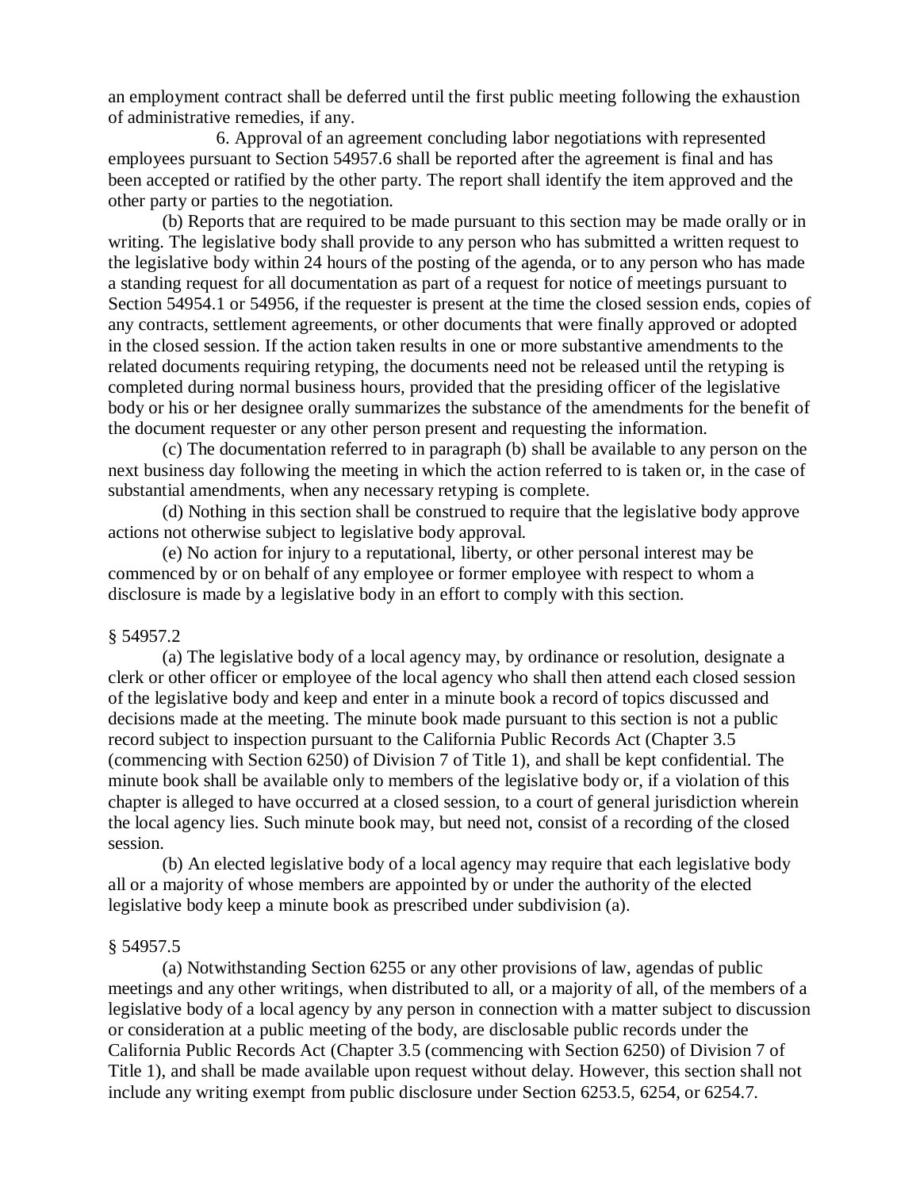an employment contract shall be deferred until the first public meeting following the exhaustion of administrative remedies, if any.

6. Approval of an agreement concluding labor negotiations with represented employees pursuant to Section 54957.6 shall be reported after the agreement is final and has been accepted or ratified by the other party. The report shall identify the item approved and the other party or parties to the negotiation.

(b) Reports that are required to be made pursuant to this section may be made orally or in writing. The legislative body shall provide to any person who has submitted a written request to the legislative body within 24 hours of the posting of the agenda, or to any person who has made a standing request for all documentation as part of a request for notice of meetings pursuant to Section 54954.1 or 54956, if the requester is present at the time the closed session ends, copies of any contracts, settlement agreements, or other documents that were finally approved or adopted in the closed session. If the action taken results in one or more substantive amendments to the related documents requiring retyping, the documents need not be released until the retyping is completed during normal business hours, provided that the presiding officer of the legislative body or his or her designee orally summarizes the substance of the amendments for the benefit of the document requester or any other person present and requesting the information.

(c) The documentation referred to in paragraph (b) shall be available to any person on the next business day following the meeting in which the action referred to is taken or, in the case of substantial amendments, when any necessary retyping is complete.

(d) Nothing in this section shall be construed to require that the legislative body approve actions not otherwise subject to legislative body approval.

(e) No action for injury to a reputational, liberty, or other personal interest may be commenced by or on behalf of any employee or former employee with respect to whom a disclosure is made by a legislative body in an effort to comply with this section.

§ 54957.2

(a) The legislative body of a local agency may, by ordinance or resolution, designate a clerk or other officer or employee of the local agency who shall then attend each closed session of the legislative body and keep and enter in a minute book a record of topics discussed and decisions made at the meeting. The minute book made pursuant to this section is not a public record subject to inspection pursuant to the California Public Records Act (Chapter 3.5 (commencing with Section 6250) of Division 7 of Title 1), and shall be kept confidential. The minute book shall be available only to members of the legislative body or, if a violation of this chapter is alleged to have occurred at a closed session, to a court of general jurisdiction wherein the local agency lies. Such minute book may, but need not, consist of a recording of the closed session.

(b) An elected legislative body of a local agency may require that each legislative body all or a majority of whose members are appointed by or under the authority of the elected legislative body keep a minute book as prescribed under subdivision (a).

§ 54957.5

(a) Notwithstanding Section 6255 or any other provisions of law, agendas of public meetings and any other writings, when distributed to all, or a majority of all, of the members of a legislative body of a local agency by any person in connection with a matter subject to discussion or consideration at a public meeting of the body, are disclosable public records under the California Public Records Act (Chapter 3.5 (commencing with Section 6250) of Division 7 of Title 1), and shall be made available upon request without delay. However, this section shall not include any writing exempt from public disclosure under Section 6253.5, 6254, or 6254.7.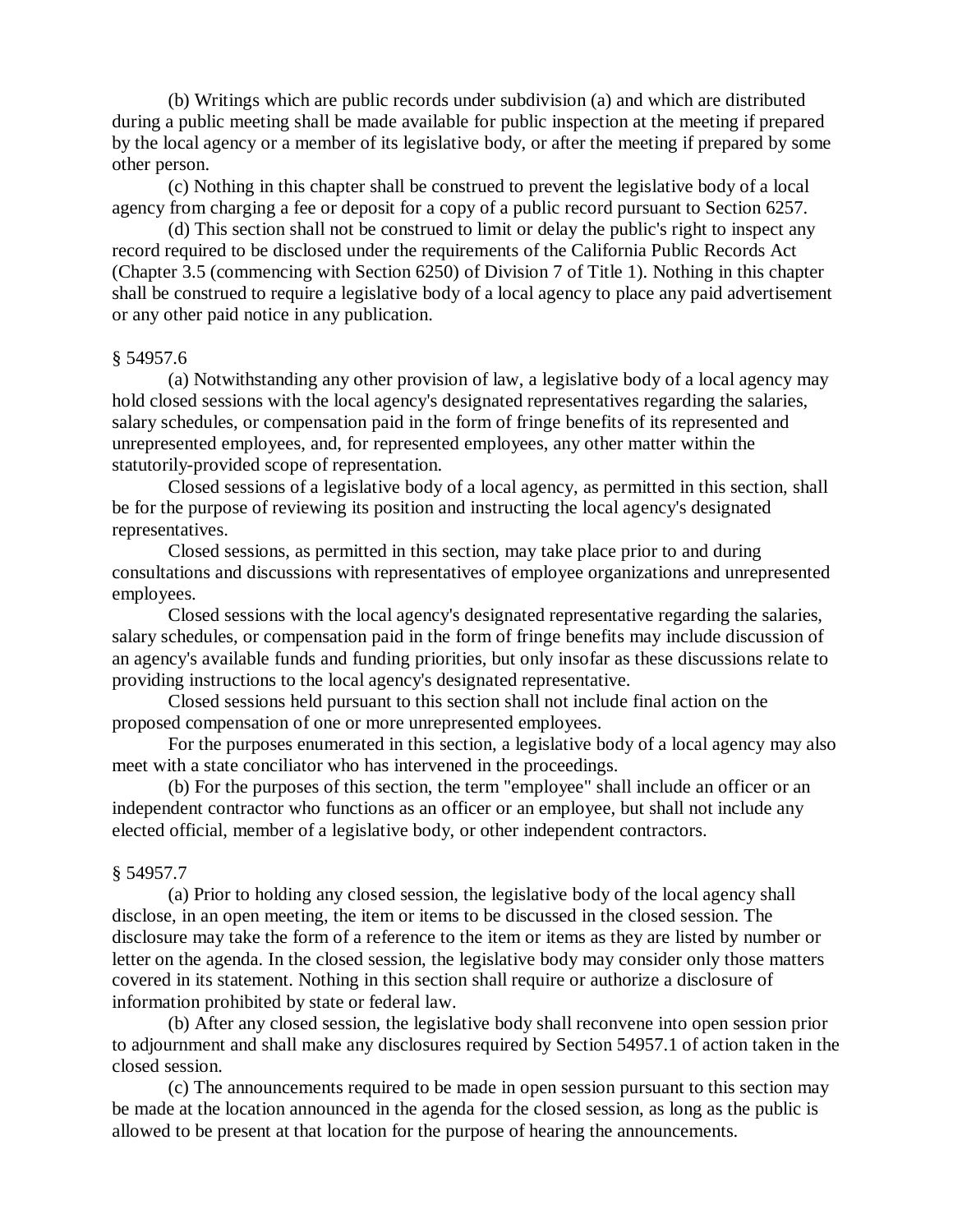(b) Writings which are public records under subdivision (a) and which are distributed during a public meeting shall be made available for public inspection at the meeting if prepared by the local agency or a member of its legislative body, or after the meeting if prepared by some other person.

(c) Nothing in this chapter shall be construed to prevent the legislative body of a local agency from charging a fee or deposit for a copy of a public record pursuant to Section 6257.

(d) This section shall not be construed to limit or delay the public's right to inspect any record required to be disclosed under the requirements of the California Public Records Act (Chapter 3.5 (commencing with Section 6250) of Division 7 of Title 1). Nothing in this chapter shall be construed to require a legislative body of a local agency to place any paid advertisement or any other paid notice in any publication.

§ 54957.6

(a) Notwithstanding any other provision of law, a legislative body of a local agency may hold closed sessions with the local agency's designated representatives regarding the salaries, salary schedules, or compensation paid in the form of fringe benefits of its represented and unrepresented employees, and, for represented employees, any other matter within the statutorily-provided scope of representation.

Closed sessions of a legislative body of a local agency, as permitted in this section, shall be for the purpose of reviewing its position and instructing the local agency's designated representatives.

Closed sessions, as permitted in this section, may take place prior to and during consultations and discussions with representatives of employee organizations and unrepresented employees.

Closed sessions with the local agency's designated representative regarding the salaries, salary schedules, or compensation paid in the form of fringe benefits may include discussion of an agency's available funds and funding priorities, but only insofar as these discussions relate to providing instructions to the local agency's designated representative.

Closed sessions held pursuant to this section shall not include final action on the proposed compensation of one or more unrepresented employees.

For the purposes enumerated in this section, a legislative body of a local agency may also meet with a state conciliator who has intervened in the proceedings.

(b) For the purposes of this section, the term "employee" shall include an officer or an independent contractor who functions as an officer or an employee, but shall not include any elected official, member of a legislative body, or other independent contractors.

§ 54957.7

(a) Prior to holding any closed session, the legislative body of the local agency shall disclose, in an open meeting, the item or items to be discussed in the closed session. The disclosure may take the form of a reference to the item or items as they are listed by number or letter on the agenda. In the closed session, the legislative body may consider only those matters covered in its statement. Nothing in this section shall require or authorize a disclosure of information prohibited by state or federal law.

(b) After any closed session, the legislative body shall reconvene into open session prior to adjournment and shall make any disclosures required by Section 54957.1 of action taken in the closed session.

(c) The announcements required to be made in open session pursuant to this section may be made at the location announced in the agenda for the closed session, as long as the public is allowed to be present at that location for the purpose of hearing the announcements.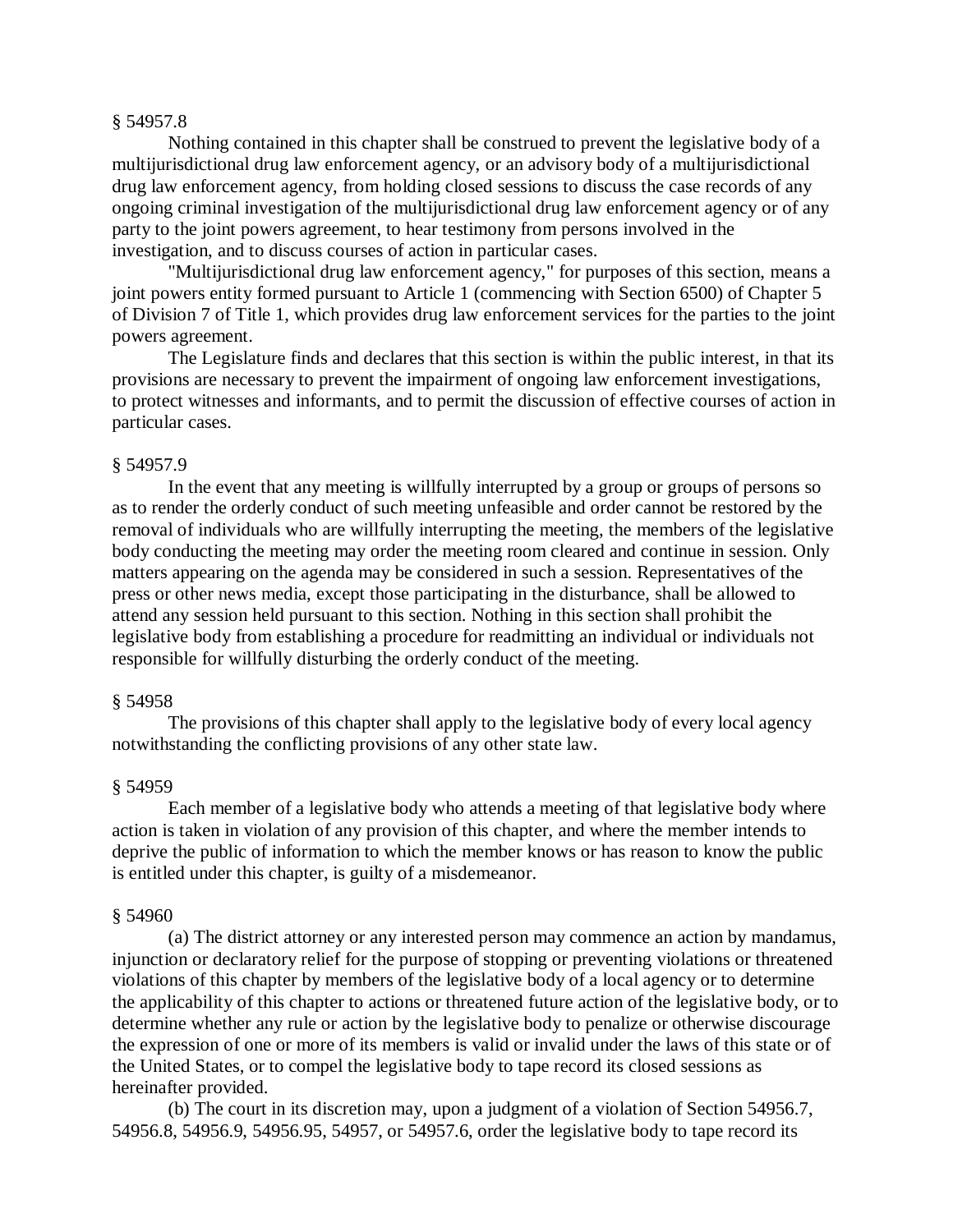§ 54957.8

Nothing contained in this chapter shall be construed to prevent the legislative body of a multijurisdictional drug law enforcement agency, or an advisory body of a multijurisdictional drug law enforcement agency, from holding closed sessions to discuss the case records of any ongoing criminal investigation of the multijurisdictional drug law enforcement agency or of any party to the joint powers agreement, to hear testimony from persons involved in the investigation, and to discuss courses of action in particular cases.

"Multijurisdictional drug law enforcement agency," for purposes of this section, means a joint powers entity formed pursuant to Article 1 (commencing with Section 6500) of Chapter 5 of Division 7 of Title 1, which provides drug law enforcement services for the parties to the joint powers agreement.

The Legislature finds and declares that this section is within the public interest, in that its provisions are necessary to prevent the impairment of ongoing law enforcement investigations, to protect witnesses and informants, and to permit the discussion of effective courses of action in particular cases.

§ 54957.9

In the event that any meeting is willfully interrupted by a group or groups of persons so as to render the orderly conduct of such meeting unfeasible and order cannot be restored by the removal of individuals who are willfully interrupting the meeting, the members of the legislative body conducting the meeting may order the meeting room cleared and continue in session. Only matters appearing on the agenda may be considered in such a session. Representatives of the press or other news media, except those participating in the disturbance, shall be allowed to attend any session held pursuant to this section. Nothing in this section shall prohibit the legislative body from establishing a procedure for readmitting an individual or individuals not responsible for willfully disturbing the orderly conduct of the meeting.

§ 54958

The provisions of this chapter shall apply to the legislative body of every local agency notwithstanding the conflicting provisions of any other state law.

§ 54959

Each member of a legislative body who attends a meeting of that legislative body where action is taken in violation of any provision of this chapter, and where the member intends to deprive the public of information to which the member knows or has reason to know the public is entitled under this chapter, is guilty of a misdemeanor.

§ 54960

(a) The district attorney or any interested person may commence an action by mandamus, injunction or declaratory relief for the purpose of stopping or preventing violations or threatened violations of this chapter by members of the legislative body of a local agency or to determine the applicability of this chapter to actions or threatened future action of the legislative body, or to determine whether any rule or action by the legislative body to penalize or otherwise discourage the expression of one or more of its members is valid or invalid under the laws of this state or of the United States, or to compel the legislative body to tape record its closed sessions as hereinafter provided.

(b) The court in its discretion may, upon a judgment of a violation of Section 54956.7, 54956.8, 54956.9, 54956.95, 54957, or 54957.6, order the legislative body to tape record its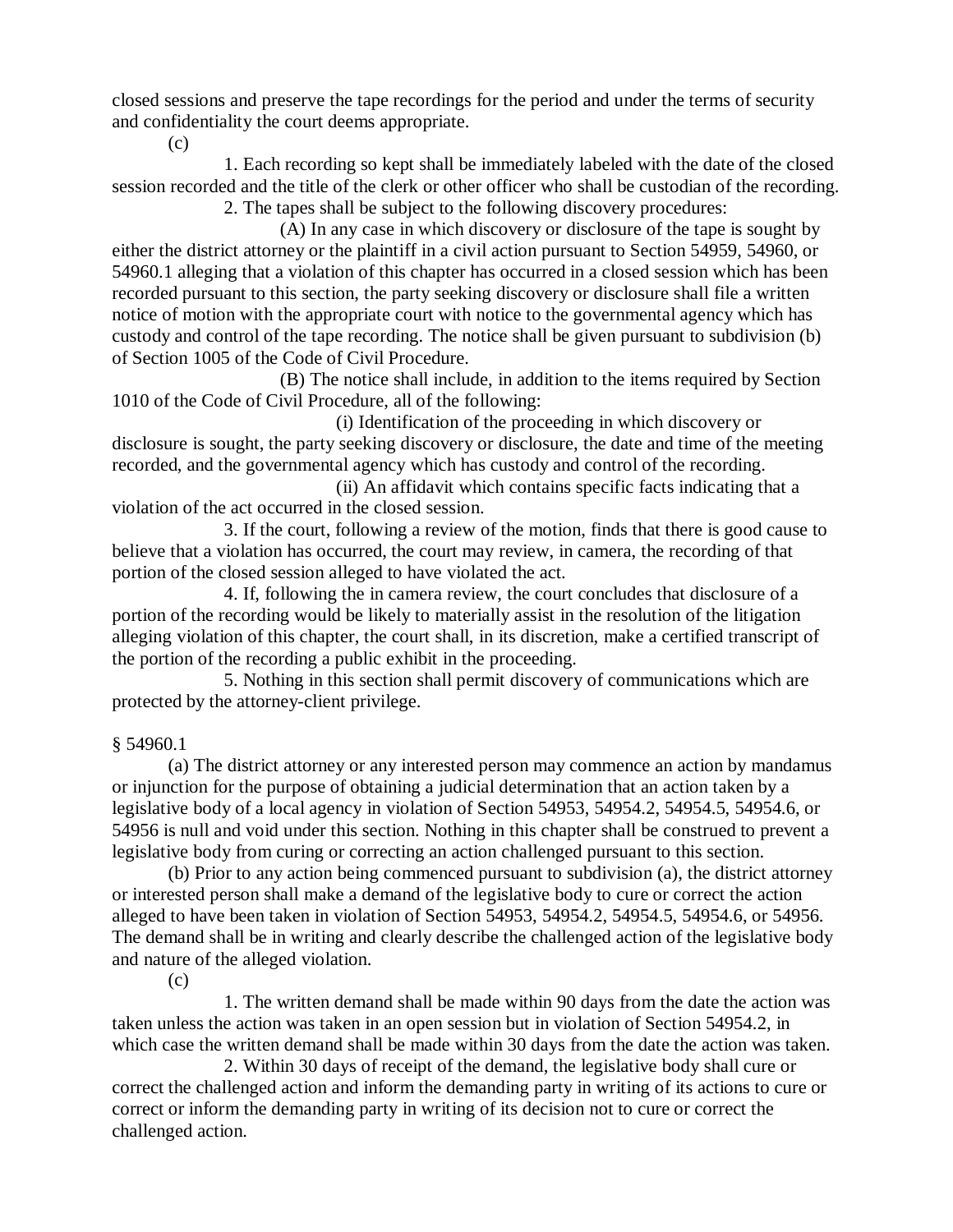closed sessions and preserve the tape recordings for the period and under the terms of security and confidentiality the court deems appropriate.

(c)

1. Each recording so kept shall be immediately labeled with the date of the closed session recorded and the title of the clerk or other officer who shall be custodian of the recording.

2. The tapes shall be subject to the following discovery procedures:

(A) In any case in which discovery or disclosure of the tape is sought by either the district attorney or the plaintiff in a civil action pursuant to Section 54959, 54960, or 54960.1 alleging that a violation of this chapter has occurred in a closed session which has been recorded pursuant to this section, the party seeking discovery or disclosure shall file a written notice of motion with the appropriate court with notice to the governmental agency which has custody and control of the tape recording. The notice shall be given pursuant to subdivision (b) of Section 1005 of the Code of Civil Procedure.

(B) The notice shall include, in addition to the items required by Section 1010 of the Code of Civil Procedure, all of the following:

(i) Identification of the proceeding in which discovery or disclosure is sought, the party seeking discovery or disclosure, the date and time of the meeting recorded, and the governmental agency which has custody and control of the recording.

(ii) An affidavit which contains specific facts indicating that a violation of the act occurred in the closed session.

3. If the court, following a review of the motion, finds that there is good cause to believe that a violation has occurred, the court may review, in camera, the recording of that portion of the closed session alleged to have violated the act.

4. If, following the in camera review, the court concludes that disclosure of a portion of the recording would be likely to materially assist in the resolution of the litigation alleging violation of this chapter, the court shall, in its discretion, make a certified transcript of the portion of the recording a public exhibit in the proceeding.

5. Nothing in this section shall permit discovery of communications which are protected by the attorney-client privilege.

§ 54960.1

(a) The district attorney or any interested person may commence an action by mandamus or injunction for the purpose of obtaining a judicial determination that an action taken by a legislative body of a local agency in violation of Section 54953, 54954.2, 54954.5, 54954.6, or 54956 is null and void under this section. Nothing in this chapter shall be construed to prevent a legislative body from curing or correcting an action challenged pursuant to this section.

(b) Prior to any action being commenced pursuant to subdivision (a), the district attorney or interested person shall make a demand of the legislative body to cure or correct the action alleged to have been taken in violation of Section 54953, 54954.2, 54954.5, 54954.6, or 54956. The demand shall be in writing and clearly describe the challenged action of the legislative body and nature of the alleged violation.

(c)

1. The written demand shall be made within 90 days from the date the action was taken unless the action was taken in an open session but in violation of Section 54954.2, in which case the written demand shall be made within 30 days from the date the action was taken.

2. Within 30 days of receipt of the demand, the legislative body shall cure or correct the challenged action and inform the demanding party in writing of its actions to cure or correct or inform the demanding party in writing of its decision not to cure or correct the challenged action.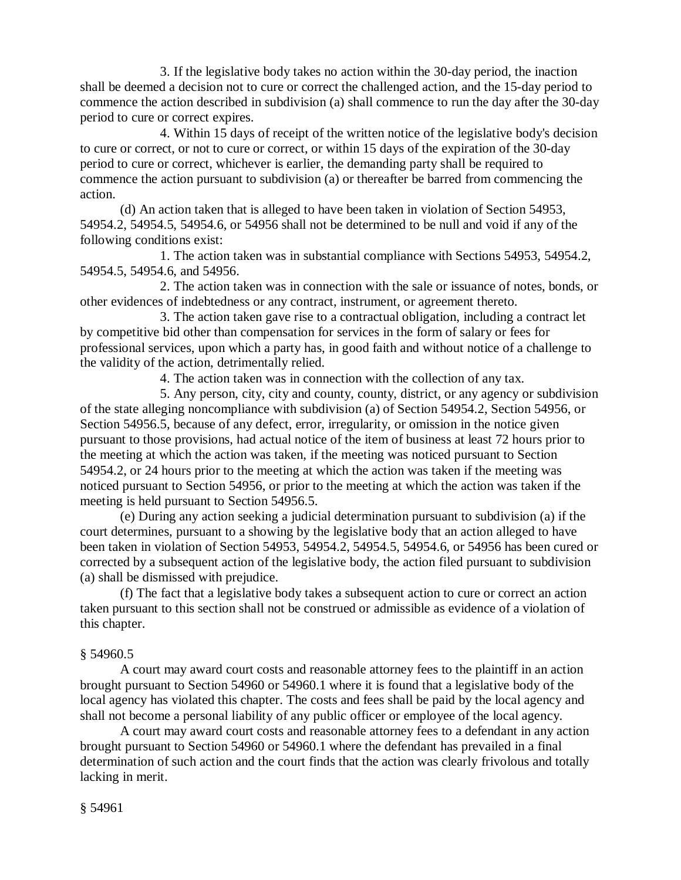3. If the legislative body takes no action within the 30-day period, the inaction shall be deemed a decision not to cure or correct the challenged action, and the 15-day period to commence the action described in subdivision (a) shall commence to run the day after the 30-day period to cure or correct expires.

4. Within 15 days of receipt of the written notice of the legislative body's decision to cure or correct, or not to cure or correct, or within 15 days of the expiration of the 30-day period to cure or correct, whichever is earlier, the demanding party shall be required to commence the action pursuant to subdivision (a) or thereafter be barred from commencing the action.

(d) An action taken that is alleged to have been taken in violation of Section 54953, 54954.2, 54954.5, 54954.6, or 54956 shall not be determined to be null and void if any of the following conditions exist:

1. The action taken was in substantial compliance with Sections 54953, 54954.2, 54954.5, 54954.6, and 54956.

2. The action taken was in connection with the sale or issuance of notes, bonds, or other evidences of indebtedness or any contract, instrument, or agreement thereto.

3. The action taken gave rise to a contractual obligation, including a contract let by competitive bid other than compensation for services in the form of salary or fees for professional services, upon which a party has, in good faith and without notice of a challenge to the validity of the action, detrimentally relied.

4. The action taken was in connection with the collection of any tax.

5. Any person, city, city and county, county, district, or any agency or subdivision of the state alleging noncompliance with subdivision (a) of Section 54954.2, Section 54956, or Section 54956.5, because of any defect, error, irregularity, or omission in the notice given pursuant to those provisions, had actual notice of the item of business at least 72 hours prior to the meeting at which the action was taken, if the meeting was noticed pursuant to Section 54954.2, or 24 hours prior to the meeting at which the action was taken if the meeting was noticed pursuant to Section 54956, or prior to the meeting at which the action was taken if the meeting is held pursuant to Section 54956.5.

(e) During any action seeking a judicial determination pursuant to subdivision (a) if the court determines, pursuant to a showing by the legislative body that an action alleged to have been taken in violation of Section 54953, 54954.2, 54954.5, 54954.6, or 54956 has been cured or corrected by a subsequent action of the legislative body, the action filed pursuant to subdivision (a) shall be dismissed with prejudice.

(f) The fact that a legislative body takes a subsequent action to cure or correct an action taken pursuant to this section shall not be construed or admissible as evidence of a violation of this chapter.

§ 54960.5

A court may award court costs and reasonable attorney fees to the plaintiff in an action brought pursuant to Section 54960 or 54960.1 where it is found that a legislative body of the local agency has violated this chapter. The costs and fees shall be paid by the local agency and shall not become a personal liability of any public officer or employee of the local agency.

A court may award court costs and reasonable attorney fees to a defendant in any action brought pursuant to Section 54960 or 54960.1 where the defendant has prevailed in a final determination of such action and the court finds that the action was clearly frivolous and totally lacking in merit.

§ 54961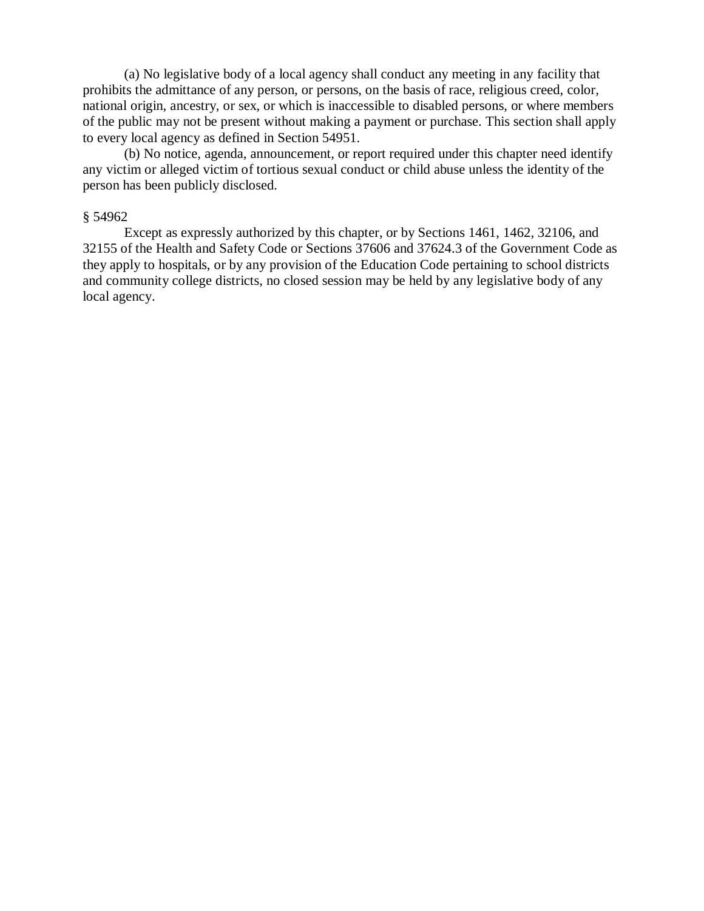(a) No legislative body of a local agency shall conduct any meeting in any facility that prohibits the admittance of any person, or persons, on the basis of race, religious creed, color, national origin, ancestry, or sex, or which is inaccessible to disabled persons, or where members of the public may not be present without making a payment or purchase. This section shall apply to every local agency as defined in Section 54951.

(b) No notice, agenda, announcement, or report required under this chapter need identify any victim or alleged victim of tortious sexual conduct or child abuse unless the identity of the person has been publicly disclosed.

§ 54962

Except as expressly authorized by this chapter, or by Sections 1461, 1462, 32106, and 32155 of the Health and Safety Code or Sections 37606 and 37624.3 of the Government Code as they apply to hospitals, or by any provision of the Education Code pertaining to school districts and community college districts, no closed session may be held by any legislative body of any local agency.